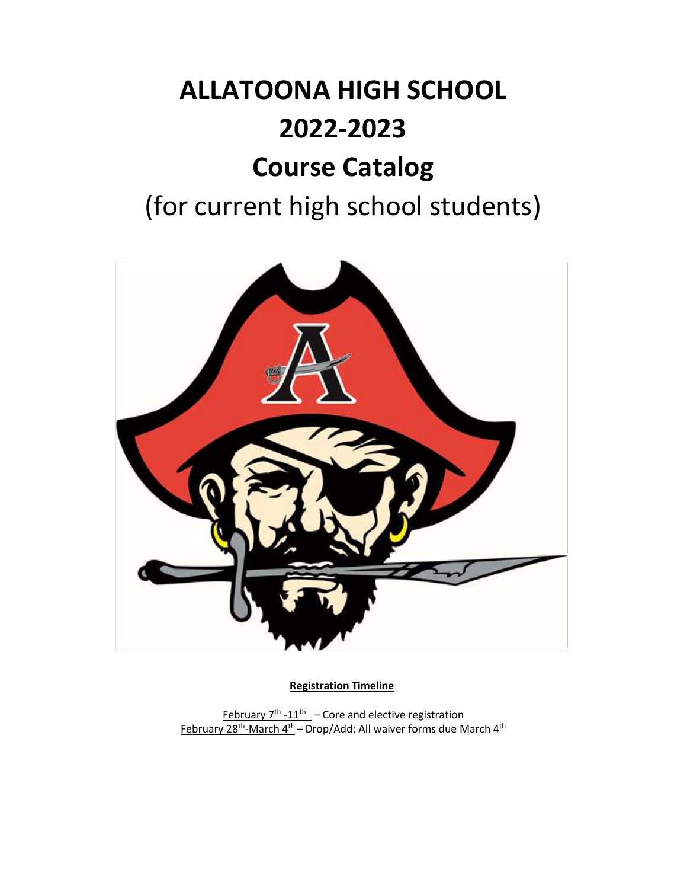# ALLATOONA HIGH SCHOOL

# 2022-2023

# Course Catalog

# (for current high school students)

**Registration Timeline**

February 7th -11th – Core and elective registration

February 28th-March 4th – Drop/Add; All waiver forms due March 4th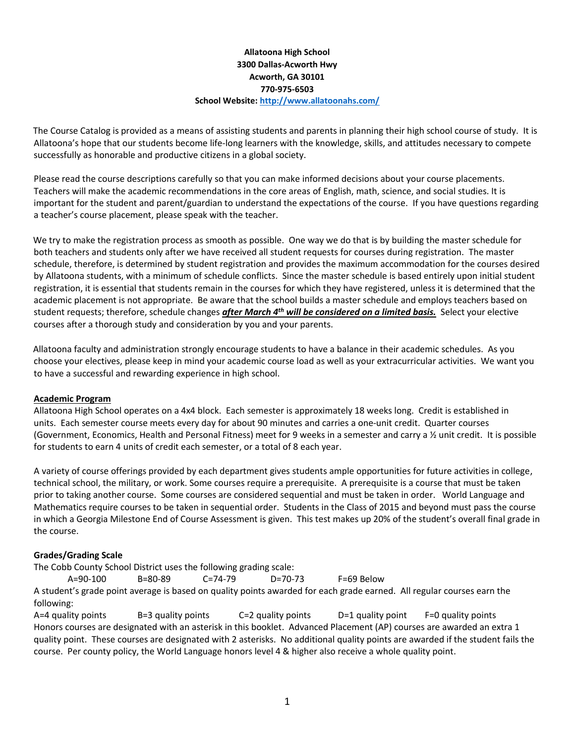**Allatoona High School**
**3300 Dallas-Acworth Hwy**
**Acworth, GA 30101**
**770-975-6503**
**School Website: [http://www.allatoonahs.com/](http://www.allatoonahs.com/)**

The Course Catalog is provided as a means of assisting students and parents in planning their high school course of study. It is Allatoona's hope that our students become life-long learners with the knowledge, skills, and attitudes necessary to compete successfully as honorable and productive citizens in a global society.

Please read the course descriptions carefully so that you can make informed decisions about your course placements. Teachers will make the academic recommendations in the core areas of English, math, science, and social studies. It is important for the student and parent/guardian to understand the expectations of the course. If you have questions regarding a teacher's course placement, please speak with the teacher.

We try to make the registration process as smooth as possible. One way we do that is by building the master schedule for both teachers and students only after we have received all student requests for courses during registration. The master schedule, therefore, is determined by student registration and provides the maximum accommodation for the courses desired by Allatoona students, with a minimum of schedule conflicts. Since the master schedule is based entirely upon initial student registration, it is essential that students remain in the courses for which they have registered, unless it is determined that the academic placement is not appropriate. Be aware that the school builds a master schedule and employs teachers based on student requests; therefore, schedule changes ***after March 4th will be considered on a limited basis.*** Select your elective courses after a thorough study and consideration by you and your parents.

Allatoona faculty and administration strongly encourage students to have a balance in their academic schedules. As you choose your electives, please keep in mind your academic course load as well as your extracurricular activities. We want you to have a successful and rewarding experience in high school.

**Academic Program**

Allatoona High School operates on a 4x4 block. Each semester is approximately 18 weeks long. Credit is established in units. Each semester course meets every day for about 90 minutes and carries a one-unit credit. Quarter courses (Government, Economics, Health and Personal Fitness) meet for 9 weeks in a semester and carry a ½ unit credit. It is possible for students to earn 4 units of credit each semester, or a total of 8 each year.

A variety of course offerings provided by each department gives students ample opportunities for future activities in college, technical school, the military, or work. Some courses require a prerequisite. A prerequisite is a course that must be taken prior to taking another course. Some courses are considered sequential and must be taken in order. World Language and Mathematics require courses to be taken in sequential order. Students in the Class of 2015 and beyond must pass the course in which a Georgia Milestone End of Course Assessment is given. This test makes up 20% of the student's overall final grade in the course.

**Grades/Grading Scale**

The Cobb County School District uses the following grading scale:

A=90-100 B=80-89 C=74-79 D=70-73 F=69 Below

A student's grade point average is based on quality points awarded for each grade earned. All regular courses earn the following:

A=4 quality points B=3 quality points C=2 quality points D=1 quality point F=0 quality points

Honors courses are designated with an asterisk in this booklet. Advanced Placement (AP) courses are awarded an extra 1 quality point. These courses are designated with 2 asterisks. No additional quality points are awarded if the student fails the course. Per county policy, the World Language honors level 4 & higher also receive a whole quality point.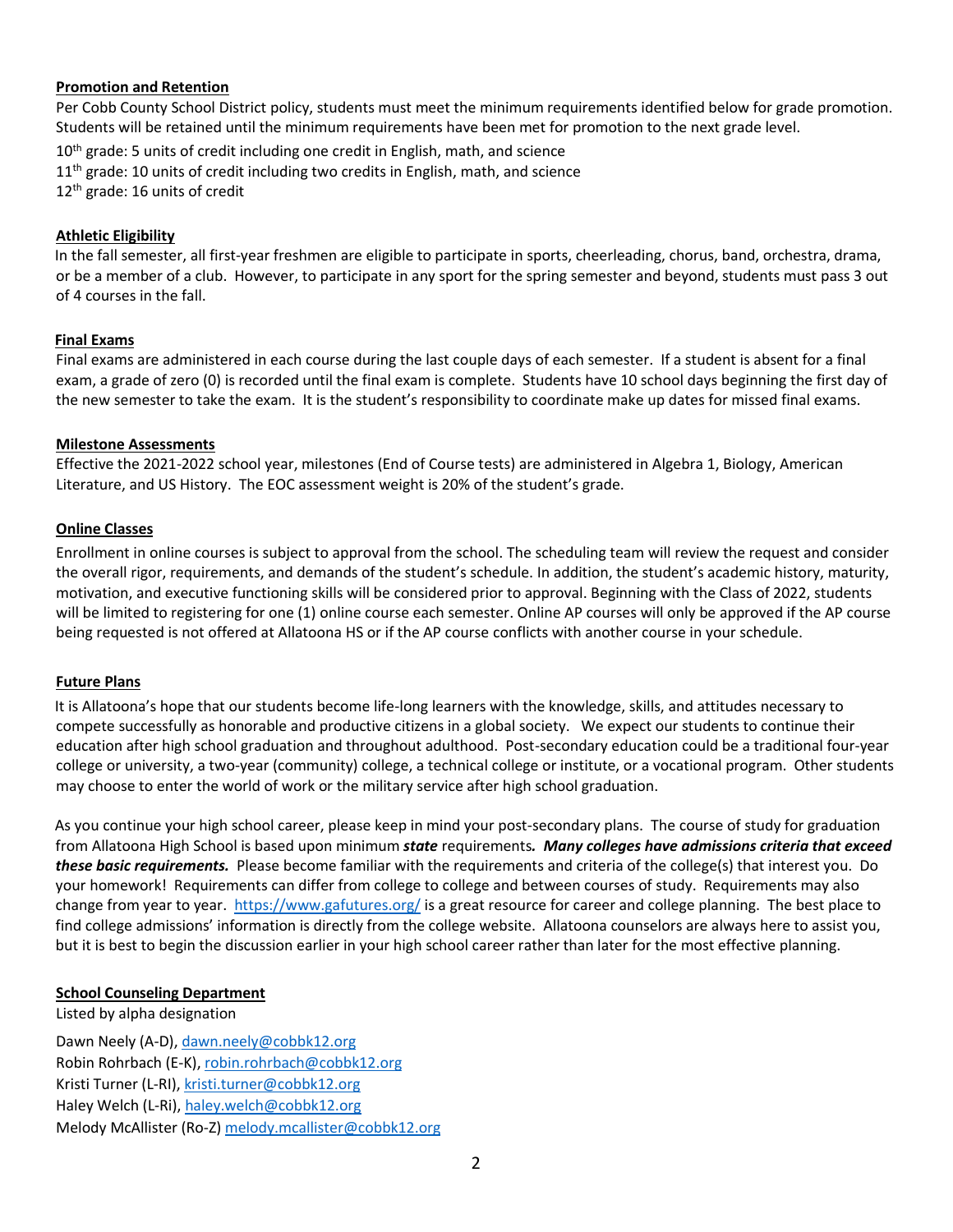**Promotion and Retention**

Per Cobb County School District policy, students must meet the minimum requirements identified below for grade promotion. Students will be retained until the minimum requirements have been met for promotion to the next grade level.

10th grade: 5 units of credit including one credit in English, math, and science
11th grade: 10 units of credit including two credits in English, math, and science
12th grade: 16 units of credit

**Athletic Eligibility**

In the fall semester, all first-year freshmen are eligible to participate in sports, cheerleading, chorus, band, orchestra, drama, or be a member of a club. However, to participate in any sport for the spring semester and beyond, students must pass 3 out of 4 courses in the fall.

**Final Exams**

Final exams are administered in each course during the last couple days of each semester. If a student is absent for a final exam, a grade of zero (0) is recorded until the final exam is complete. Students have 10 school days beginning the first day of the new semester to take the exam. It is the student's responsibility to coordinate make up dates for missed final exams.

**Milestone Assessments**

Effective the 2021-2022 school year, milestones (End of Course tests) are administered in Algebra 1, Biology, American Literature, and US History. The EOC assessment weight is 20% of the student's grade.

**Online Classes**

Enrollment in online courses is subject to approval from the school. The scheduling team will review the request and consider the overall rigor, requirements, and demands of the student's schedule. In addition, the student's academic history, maturity, motivation, and executive functioning skills will be considered prior to approval. Beginning with the Class of 2022, students will be limited to registering for one (1) online course each semester. Online AP courses will only be approved if the AP course being requested is not offered at Allatoona HS or if the AP course conflicts with another course in your schedule.

**Future Plans**

It is Allatoona's hope that our students become life-long learners with the knowledge, skills, and attitudes necessary to compete successfully as honorable and productive citizens in a global society. We expect our students to continue their education after high school graduation and throughout adulthood. Post-secondary education could be a traditional four-year college or university, a two-year (community) college, a technical college or institute, or a vocational program. Other students may choose to enter the world of work or the military service after high school graduation.

As you continue your high school career, please keep in mind your post-secondary plans. The course of study for graduation from Allatoona High School is based upon minimum ***state*** requirements***. Many colleges have admissions criteria that exceed these basic requirements.*** Please become familiar with the requirements and criteria of the college(s) that interest you. Do your homework! Requirements can differ from college to college and between courses of study. Requirements may also change from year to year. https://www.gafutures.org/ is a great resource for career and college planning. The best place to find college admissions' information is directly from the college website. Allatoona counselors are always here to assist you, but it is best to begin the discussion earlier in your high school career rather than later for the most effective planning.

**School Counseling Department**

Listed by alpha designation

Dawn Neely (A-D), dawn.neely@cobbk12.org
Robin Rohrbach (E-K), robin.rohrbach@cobbk12.org
Kristi Turner (L-RI), kristi.turner@cobbk12.org
Haley Welch (L-Ri), haley.welch@cobbk12.org
Melody McAllister (Ro-Z) melody.mcallister@cobbk12.org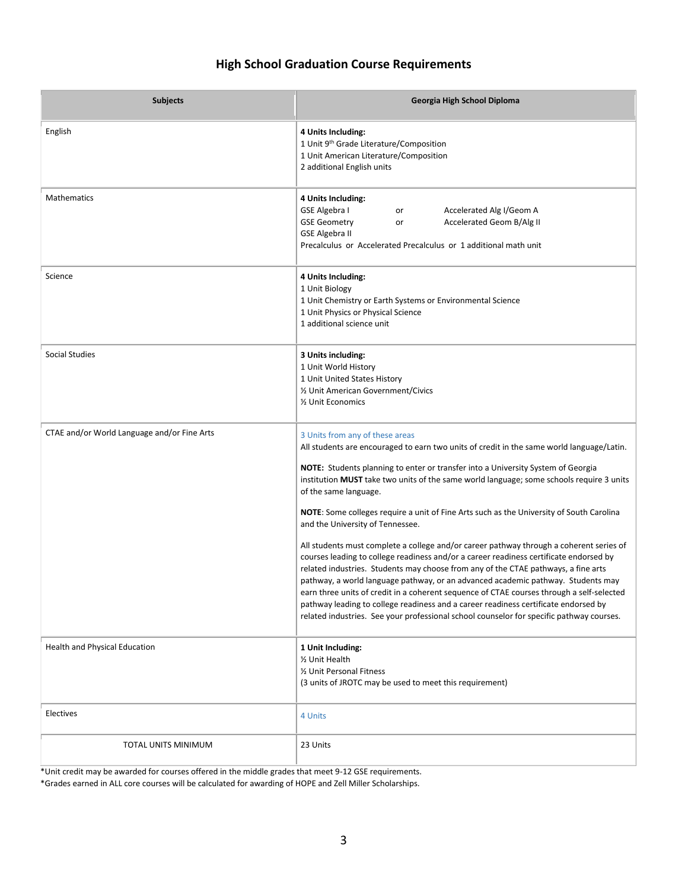# High School Graduation Course Requirements

| Subjects | Georgia High School Diploma |
|---|---|
| English | **4 Units Including:**<br>1 Unit 9th Grade Literature/Composition<br>1 Unit American Literature/Composition<br>2 additional English units |
| Mathematics | **4 Units Including:**<br>GSE Algebra I or Accelerated Alg I/Geom A<br>GSE Geometry or Accelerated Geom B/Alg II<br>GSE Algebra II<br>Precalculus or Accelerated Precalculus or 1 additional math unit |
| Science | **4 Units Including:**<br>1 Unit Biology<br>1 Unit Chemistry or Earth Systems or Environmental Science<br>1 Unit Physics or Physical Science<br>1 additional science unit |
| Social Studies | **3 Units including:**<br>1 Unit World History<br>1 Unit United States History<br>½ Unit American Government/Civics<br>½ Unit Economics |
| CTAE and/or World Language and/or Fine Arts | 3 Units from any of these areas<br>All students are encouraged to earn two units of credit in the same world language/Latin.<br><br>**NOTE:** Students planning to enter or transfer into a University System of Georgia institution **MUST** take two units of the same world language; some schools require 3 units of the same language.<br><br>**NOTE**: Some colleges require a unit of Fine Arts such as the University of South Carolina and the University of Tennessee.<br><br>All students must complete a college and/or career pathway through a coherent series of courses leading to college readiness and/or a career readiness certificate endorsed by related industries. Students may choose from any of the CTAE pathways, a fine arts pathway, a world language pathway, or an advanced academic pathway. Students may earn three units of credit in a coherent sequence of CTAE courses through a self-selected pathway leading to college readiness and a career readiness certificate endorsed by related industries. See your professional school counselor for specific pathway courses. |
| Health and Physical Education | **1 Unit Including:**<br>½ Unit Health<br>½ Unit Personal Fitness<br>(3 units of JROTC may be used to meet this requirement) |
| Electives | 4 Units |
| TOTAL UNITS MINIMUM | 23 Units |

*Unit credit may be awarded for courses offered in the middle grades that meet 9-12 GSE requirements.
*Grades earned in ALL core courses will be calculated for awarding of HOPE and Zell Miller Scholarships.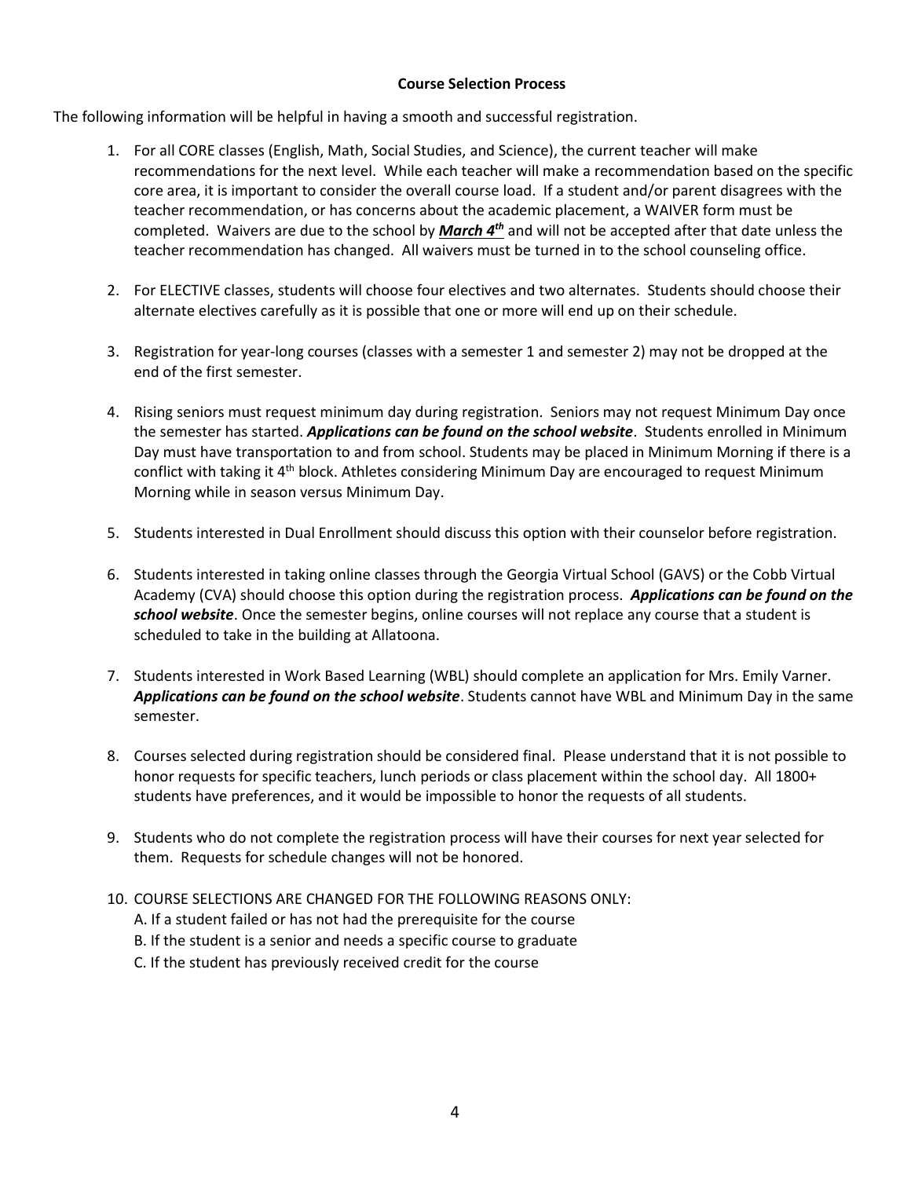## Course Selection Process

The following information will be helpful in having a smooth and successful registration.

1. For all CORE classes (English, Math, Social Studies, and Science), the current teacher will make recommendations for the next level. While each teacher will make a recommendation based on the specific core area, it is important to consider the overall course load. If a student and/or parent disagrees with the teacher recommendation, or has concerns about the academic placement, a WAIVER form must be completed. Waivers are due to the school by ***March 4th*** and will not be accepted after that date unless the teacher recommendation has changed. All waivers must be turned in to the school counseling office.

2. For ELECTIVE classes, students will choose four electives and two alternates. Students should choose their alternate electives carefully as it is possible that one or more will end up on their schedule.

3. Registration for year-long courses (classes with a semester 1 and semester 2) may not be dropped at the end of the first semester.

4. Rising seniors must request minimum day during registration. Seniors may not request Minimum Day once the semester has started. ***Applications can be found on the school website***. Students enrolled in Minimum Day must have transportation to and from school. Students may be placed in Minimum Morning if there is a conflict with taking it 4th block. Athletes considering Minimum Day are encouraged to request Minimum Morning while in season versus Minimum Day.

5. Students interested in Dual Enrollment should discuss this option with their counselor before registration.

6. Students interested in taking online classes through the Georgia Virtual School (GAVS) or the Cobb Virtual Academy (CVA) should choose this option during the registration process. ***Applications can be found on the school website***. Once the semester begins, online courses will not replace any course that a student is scheduled to take in the building at Allatoona.

7. Students interested in Work Based Learning (WBL) should complete an application for Mrs. Emily Varner. ***Applications can be found on the school website***. Students cannot have WBL and Minimum Day in the same semester.

8. Courses selected during registration should be considered final. Please understand that it is not possible to honor requests for specific teachers, lunch periods or class placement within the school day. All 1800+ students have preferences, and it would be impossible to honor the requests of all students.

9. Students who do not complete the registration process will have their courses for next year selected for them. Requests for schedule changes will not be honored.

10. COURSE SELECTIONS ARE CHANGED FOR THE FOLLOWING REASONS ONLY:
    A. If a student failed or has not had the prerequisite for the course
    B. If the student is a senior and needs a specific course to graduate
    C. If the student has previously received credit for the course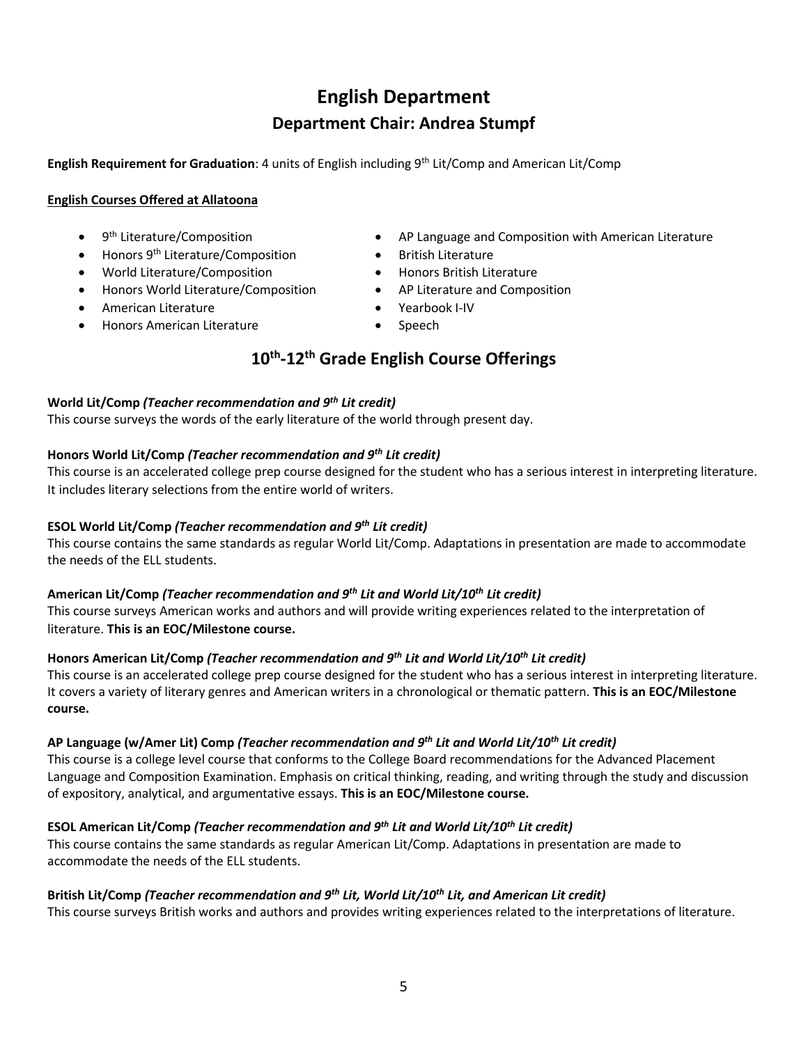# English Department

## Department Chair: Andrea Stumpf

**English Requirement for Graduation**: 4 units of English including 9th Lit/Comp and American Lit/Comp

**English Courses Offered at Allatoona**

- 9th Literature/Composition
- Honors 9th Literature/Composition
- World Literature/Composition
- Honors World Literature/Composition
- American Literature
- Honors American Literature
- AP Language and Composition with American Literature
- British Literature
- Honors British Literature
- AP Literature and Composition
- Yearbook I-IV
- Speech

## 10th-12th Grade English Course Offerings

**World Lit/Comp *(Teacher recommendation and 9th Lit credit)***
This course surveys the words of the early literature of the world through present day.

**Honors World Lit/Comp *(Teacher recommendation and 9th Lit credit)***
This course is an accelerated college prep course designed for the student who has a serious interest in interpreting literature. It includes literary selections from the entire world of writers.

**ESOL World Lit/Comp *(Teacher recommendation and 9th Lit credit)***
This course contains the same standards as regular World Lit/Comp. Adaptations in presentation are made to accommodate the needs of the ELL students.

**American Lit/Comp *(Teacher recommendation and 9th Lit and World Lit/10th Lit credit)***
This course surveys American works and authors and will provide writing experiences related to the interpretation of literature. **This is an EOC/Milestone course.**

**Honors American Lit/Comp *(Teacher recommendation and 9th Lit and World Lit/10th Lit credit)***
This course is an accelerated college prep course designed for the student who has a serious interest in interpreting literature. It covers a variety of literary genres and American writers in a chronological or thematic pattern. **This is an EOC/Milestone course.**

**AP Language (w/Amer Lit) Comp *(Teacher recommendation and 9th Lit and World Lit/10th Lit credit)***
This course is a college level course that conforms to the College Board recommendations for the Advanced Placement Language and Composition Examination. Emphasis on critical thinking, reading, and writing through the study and discussion of expository, analytical, and argumentative essays. **This is an EOC/Milestone course.**

**ESOL American Lit/Comp *(Teacher recommendation and 9th Lit and World Lit/10th Lit credit)***
This course contains the same standards as regular American Lit/Comp. Adaptations in presentation are made to accommodate the needs of the ELL students.

**British Lit/Comp *(Teacher recommendation and 9th Lit, World Lit/10th Lit, and American Lit credit)***
This course surveys British works and authors and provides writing experiences related to the interpretations of literature.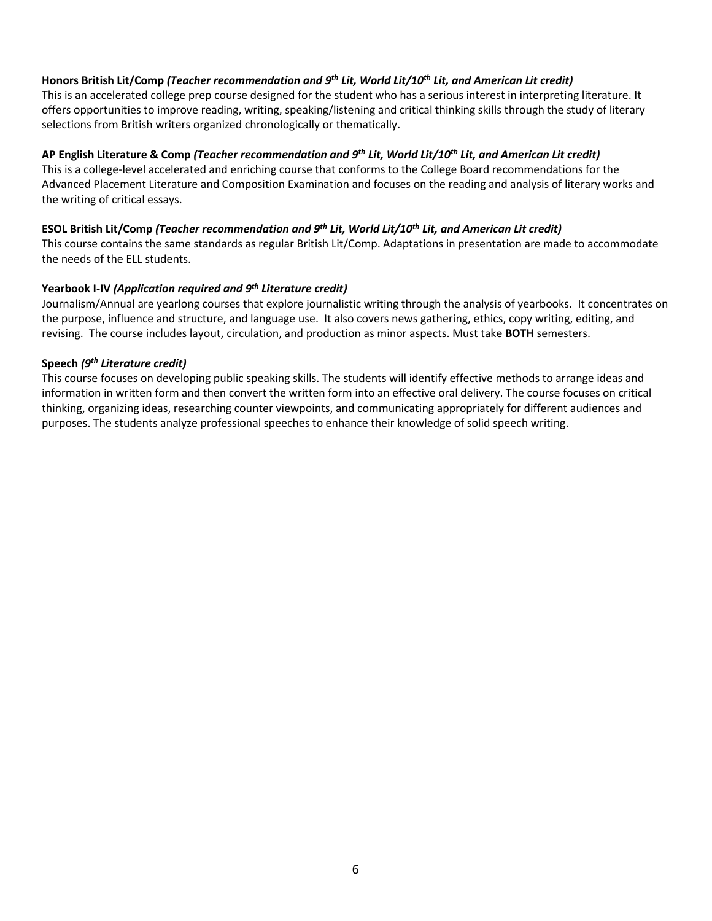**Honors British Lit/Comp** ***(Teacher recommendation and 9th Lit, World Lit/10th Lit, and American Lit credit)***
This is an accelerated college prep course designed for the student who has a serious interest in interpreting literature. It offers opportunities to improve reading, writing, speaking/listening and critical thinking skills through the study of literary selections from British writers organized chronologically or thematically.

**AP English Literature & Comp** ***(Teacher recommendation and 9th Lit, World Lit/10th Lit, and American Lit credit)***
This is a college-level accelerated and enriching course that conforms to the College Board recommendations for the Advanced Placement Literature and Composition Examination and focuses on the reading and analysis of literary works and the writing of critical essays.

**ESOL British Lit/Comp** ***(Teacher recommendation and 9th Lit, World Lit/10th Lit, and American Lit credit)***
This course contains the same standards as regular British Lit/Comp. Adaptations in presentation are made to accommodate the needs of the ELL students.

**Yearbook I-IV** ***(Application required and 9th Literature credit)***
Journalism/Annual are yearlong courses that explore journalistic writing through the analysis of yearbooks. It concentrates on the purpose, influence and structure, and language use. It also covers news gathering, ethics, copy writing, editing, and revising. The course includes layout, circulation, and production as minor aspects. Must take **BOTH** semesters.

**Speech** ***(9th Literature credit)***
This course focuses on developing public speaking skills. The students will identify effective methods to arrange ideas and information in written form and then convert the written form into an effective oral delivery. The course focuses on critical thinking, organizing ideas, researching counter viewpoints, and communicating appropriately for different audiences and purposes. The students analyze professional speeches to enhance their knowledge of solid speech writing.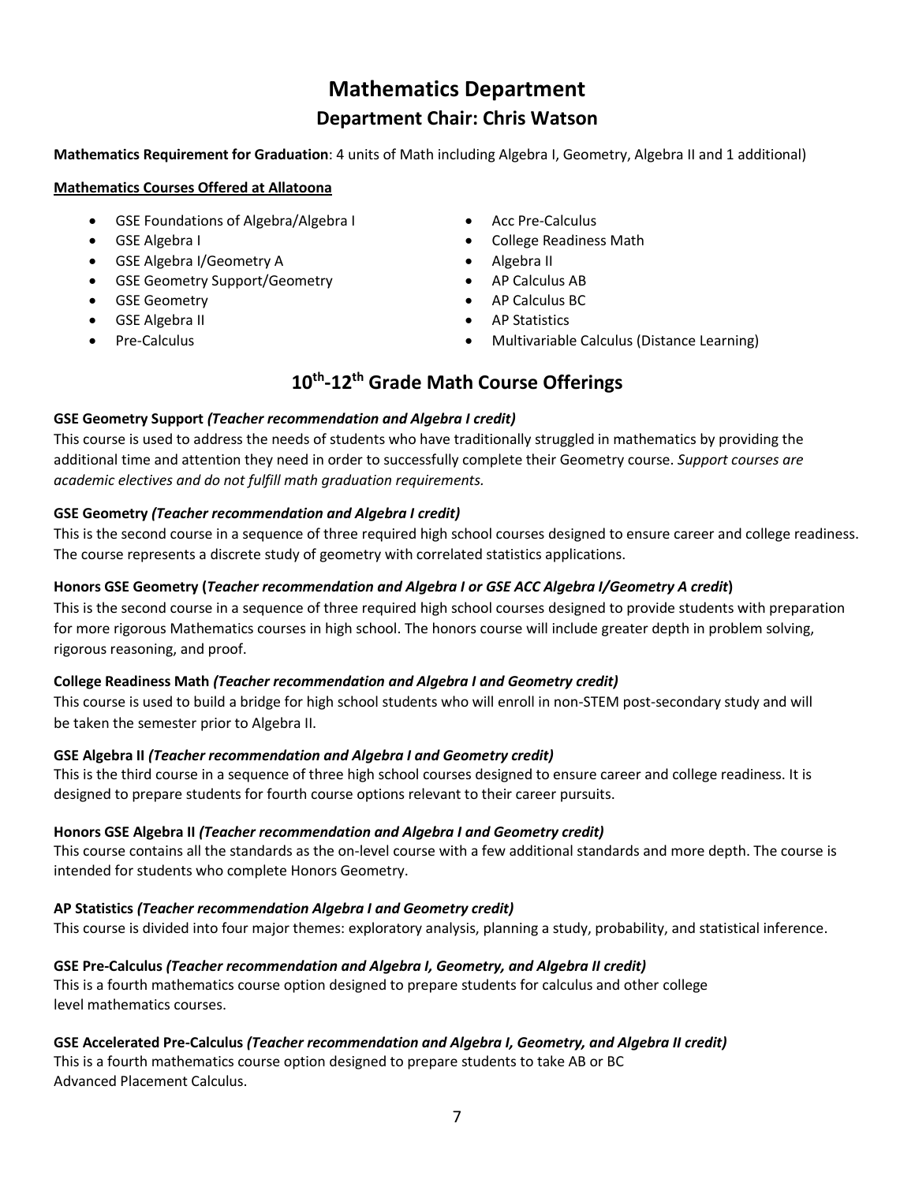# Mathematics Department

## Department Chair: Chris Watson

**Mathematics Requirement for Graduation**: 4 units of Math including Algebra I, Geometry, Algebra II and 1 additional)

**Mathematics Courses Offered at Allatoona**

- GSE Foundations of Algebra/Algebra I
- GSE Algebra I
- GSE Algebra I/Geometry A
- GSE Geometry Support/Geometry
- GSE Geometry
- GSE Algebra II
- Pre-Calculus
- Acc Pre-Calculus
- College Readiness Math
- Algebra II
- AP Calculus AB
- AP Calculus BC
- AP Statistics
- Multivariable Calculus (Distance Learning)

## 10th-12th Grade Math Course Offerings

**GSE Geometry Support** ***(Teacher recommendation and Algebra I credit)***
This course is used to address the needs of students who have traditionally struggled in mathematics by providing the additional time and attention they need in order to successfully complete their Geometry course. *Support courses are academic electives and do not fulfill math graduation requirements.*

**GSE Geometry** ***(Teacher recommendation and Algebra I credit)***
This is the second course in a sequence of three required high school courses designed to ensure career and college readiness. The course represents a discrete study of geometry with correlated statistics applications.

**Honors GSE Geometry (*****Teacher recommendation and Algebra I or GSE ACC Algebra I/Geometry A credit*****)**
This is the second course in a sequence of three required high school courses designed to provide students with preparation for more rigorous Mathematics courses in high school. The honors course will include greater depth in problem solving, rigorous reasoning, and proof.

**College Readiness Math** ***(Teacher recommendation and Algebra I and Geometry credit)***
This course is used to build a bridge for high school students who will enroll in non-STEM post-secondary study and will be taken the semester prior to Algebra II.

**GSE Algebra II** ***(Teacher recommendation and Algebra I and Geometry credit)***
This is the third course in a sequence of three high school courses designed to ensure career and college readiness. It is designed to prepare students for fourth course options relevant to their career pursuits.

**Honors GSE Algebra II** ***(Teacher recommendation and Algebra I and Geometry credit)***
This course contains all the standards as the on-level course with a few additional standards and more depth. The course is intended for students who complete Honors Geometry.

**AP Statistics** ***(Teacher recommendation Algebra I and Geometry credit)***
This course is divided into four major themes: exploratory analysis, planning a study, probability, and statistical inference.

**GSE Pre-Calculus** ***(Teacher recommendation and Algebra I, Geometry, and Algebra II credit)***
This is a fourth mathematics course option designed to prepare students for calculus and other college level mathematics courses.

**GSE Accelerated Pre-Calculus** ***(Teacher recommendation and Algebra I, Geometry, and Algebra II credit)***
This is a fourth mathematics course option designed to prepare students to take AB or BC Advanced Placement Calculus.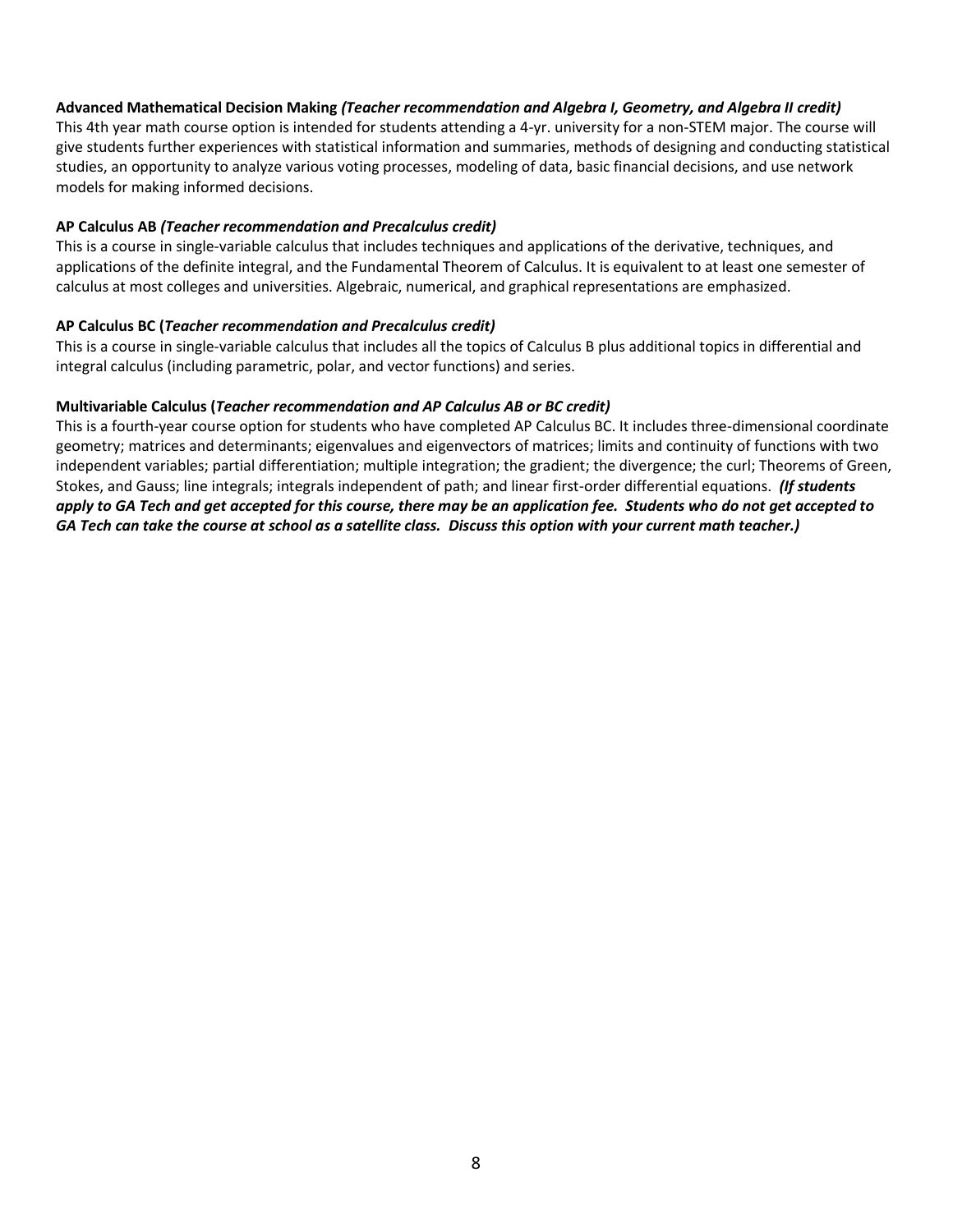**Advanced Mathematical Decision Making** ***(Teacher recommendation and Algebra I, Geometry, and Algebra II credit)***
This 4th year math course option is intended for students attending a 4-yr. university for a non-STEM major. The course will give students further experiences with statistical information and summaries, methods of designing and conducting statistical studies, an opportunity to analyze various voting processes, modeling of data, basic financial decisions, and use network models for making informed decisions.

**AP Calculus AB** ***(Teacher recommendation and Precalculus credit)***
This is a course in single-variable calculus that includes techniques and applications of the derivative, techniques, and applications of the definite integral, and the Fundamental Theorem of Calculus. It is equivalent to at least one semester of calculus at most colleges and universities. Algebraic, numerical, and graphical representations are emphasized.

**AP Calculus BC (*Teacher recommendation and Precalculus credit)***
This is a course in single-variable calculus that includes all the topics of Calculus B plus additional topics in differential and integral calculus (including parametric, polar, and vector functions) and series.

**Multivariable Calculus (*Teacher recommendation and AP Calculus AB or BC credit)***
This is a fourth-year course option for students who have completed AP Calculus BC. It includes three-dimensional coordinate geometry; matrices and determinants; eigenvalues and eigenvectors of matrices; limits and continuity of functions with two independent variables; partial differentiation; multiple integration; the gradient; the divergence; the curl; Theorems of Green, Stokes, and Gauss; line integrals; integrals independent of path; and linear first-order differential equations. ***(If students apply to GA Tech and get accepted for this course, there may be an application fee. Students who do not get accepted to GA Tech can take the course at school as a satellite class. Discuss this option with your current math teacher.)***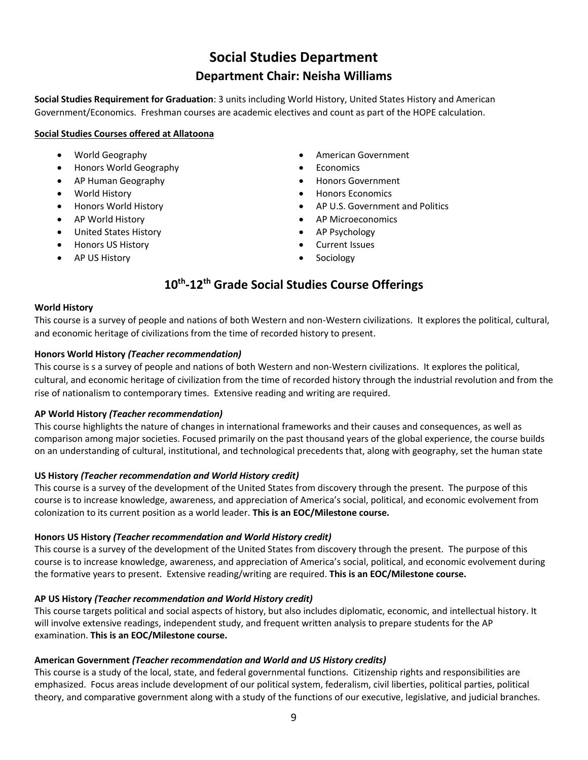# Social Studies Department

## Department Chair: Neisha Williams

**Social Studies Requirement for Graduation**: 3 units including World History, United States History and American Government/Economics. Freshman courses are academic electives and count as part of the HOPE calculation.

**Social Studies Courses offered at Allatoona**

- World Geography
- Honors World Geography
- AP Human Geography
- World History
- Honors World History
- AP World History
- United States History
- Honors US History
- AP US History
- American Government
- Economics
- Honors Government
- Honors Economics
- AP U.S. Government and Politics
- AP Microeconomics
- AP Psychology
- Current Issues
- Sociology

## 10th-12th Grade Social Studies Course Offerings

**World History**

This course is a survey of people and nations of both Western and non-Western civilizations. It explores the political, cultural, and economic heritage of civilizations from the time of recorded history to present.

**Honors World History** ***(Teacher recommendation)***

This course is s a survey of people and nations of both Western and non-Western civilizations. It explores the political, cultural, and economic heritage of civilization from the time of recorded history through the industrial revolution and from the rise of nationalism to contemporary times. Extensive reading and writing are required.

**AP World History** ***(Teacher recommendation)***

This course highlights the nature of changes in international frameworks and their causes and consequences, as well as comparison among major societies. Focused primarily on the past thousand years of the global experience, the course builds on an understanding of cultural, institutional, and technological precedents that, along with geography, set the human state

**US History** ***(Teacher recommendation and World History credit)***

This course is a survey of the development of the United States from discovery through the present. The purpose of this course is to increase knowledge, awareness, and appreciation of America's social, political, and economic evolvement from colonization to its current position as a world leader. **This is an EOC/Milestone course.**

**Honors US History** ***(Teacher recommendation and World History credit)***

This course is a survey of the development of the United States from discovery through the present. The purpose of this course is to increase knowledge, awareness, and appreciation of America's social, political, and economic evolvement during the formative years to present. Extensive reading/writing are required. **This is an EOC/Milestone course.**

**AP US History** ***(Teacher recommendation and World History credit)***

This course targets political and social aspects of history, but also includes diplomatic, economic, and intellectual history. It will involve extensive readings, independent study, and frequent written analysis to prepare students for the AP examination. **This is an EOC/Milestone course.**

**American Government** ***(Teacher recommendation and World and US History credits)***

This course is a study of the local, state, and federal governmental functions. Citizenship rights and responsibilities are emphasized. Focus areas include development of our political system, federalism, civil liberties, political parties, political theory, and comparative government along with a study of the functions of our executive, legislative, and judicial branches.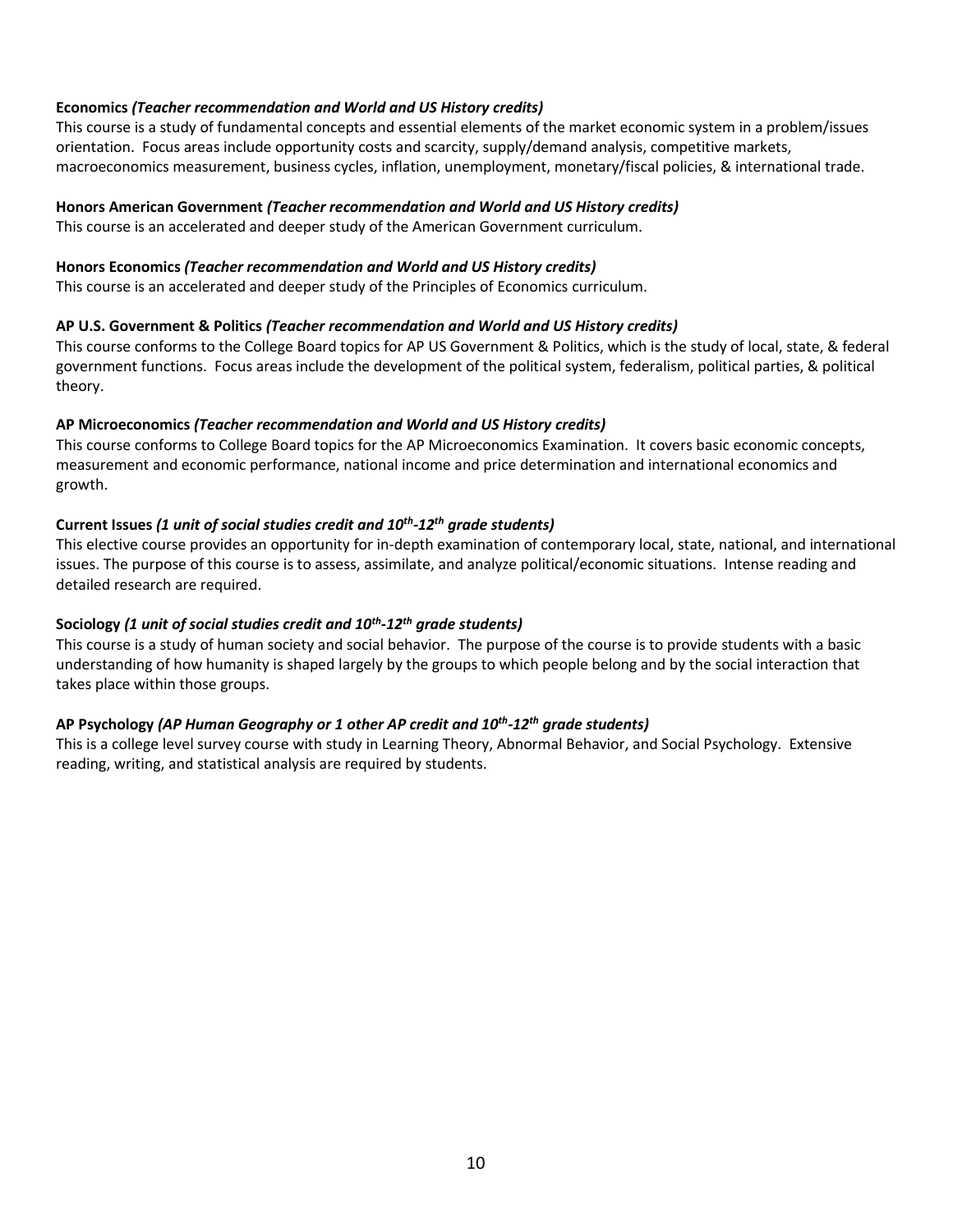**Economics** *(Teacher recommendation and World and US History credits)*
This course is a study of fundamental concepts and essential elements of the market economic system in a problem/issues orientation. Focus areas include opportunity costs and scarcity, supply/demand analysis, competitive markets, macroeconomics measurement, business cycles, inflation, unemployment, monetary/fiscal policies, & international trade.

**Honors American Government** *(Teacher recommendation and World and US History credits)*
This course is an accelerated and deeper study of the American Government curriculum.

**Honors Economics** *(Teacher recommendation and World and US History credits)*
This course is an accelerated and deeper study of the Principles of Economics curriculum.

**AP U.S. Government & Politics** *(Teacher recommendation and World and US History credits)*
This course conforms to the College Board topics for AP US Government & Politics, which is the study of local, state, & federal government functions. Focus areas include the development of the political system, federalism, political parties, & political theory.

**AP Microeconomics** *(Teacher recommendation and World and US History credits)*
This course conforms to College Board topics for the AP Microeconomics Examination. It covers basic economic concepts, measurement and economic performance, national income and price determination and international economics and growth.

**Current Issues** *(1 unit of social studies credit and 10th-12th grade students)*
This elective course provides an opportunity for in-depth examination of contemporary local, state, national, and international issues. The purpose of this course is to assess, assimilate, and analyze political/economic situations. Intense reading and detailed research are required.

**Sociology** *(1 unit of social studies credit and 10th-12th grade students)*
This course is a study of human society and social behavior. The purpose of the course is to provide students with a basic understanding of how humanity is shaped largely by the groups to which people belong and by the social interaction that takes place within those groups.

**AP Psychology** *(AP Human Geography or 1 other AP credit and 10th-12th grade students)*
This is a college level survey course with study in Learning Theory, Abnormal Behavior, and Social Psychology. Extensive reading, writing, and statistical analysis are required by students.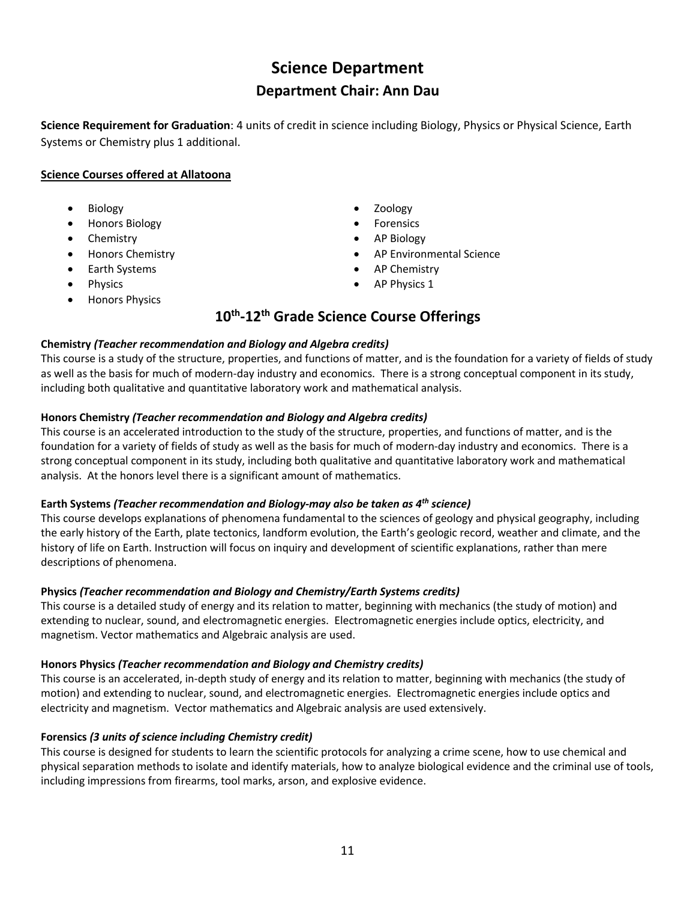# Science Department

## Department Chair: Ann Dau

**Science Requirement for Graduation**: 4 units of credit in science including Biology, Physics or Physical Science, Earth Systems or Chemistry plus 1 additional.

**Science Courses offered at Allatoona**

- Biology
- Honors Biology
- Chemistry
- Honors Chemistry
- Earth Systems
- Physics
- Honors Physics
- Zoology
- Forensics
- AP Biology
- AP Environmental Science
- AP Chemistry
- AP Physics 1

## 10th-12th Grade Science Course Offerings

**Chemistry** ***(Teacher recommendation and Biology and Algebra credits)***
This course is a study of the structure, properties, and functions of matter, and is the foundation for a variety of fields of study as well as the basis for much of modern-day industry and economics. There is a strong conceptual component in its study, including both qualitative and quantitative laboratory work and mathematical analysis.

**Honors Chemistry** ***(Teacher recommendation and Biology and Algebra credits)***
This course is an accelerated introduction to the study of the structure, properties, and functions of matter, and is the foundation for a variety of fields of study as well as the basis for much of modern-day industry and economics. There is a strong conceptual component in its study, including both qualitative and quantitative laboratory work and mathematical analysis. At the honors level there is a significant amount of mathematics.

**Earth Systems** ***(Teacher recommendation and Biology-may also be taken as 4th science)***
This course develops explanations of phenomena fundamental to the sciences of geology and physical geography, including the early history of the Earth, plate tectonics, landform evolution, the Earth's geologic record, weather and climate, and the history of life on Earth. Instruction will focus on inquiry and development of scientific explanations, rather than mere descriptions of phenomena.

**Physics** ***(Teacher recommendation and Biology and Chemistry/Earth Systems credits)***
This course is a detailed study of energy and its relation to matter, beginning with mechanics (the study of motion) and extending to nuclear, sound, and electromagnetic energies. Electromagnetic energies include optics, electricity, and magnetism. Vector mathematics and Algebraic analysis are used.

**Honors Physics** ***(Teacher recommendation and Biology and Chemistry credits)***
This course is an accelerated, in-depth study of energy and its relation to matter, beginning with mechanics (the study of motion) and extending to nuclear, sound, and electromagnetic energies. Electromagnetic energies include optics and electricity and magnetism. Vector mathematics and Algebraic analysis are used extensively.

**Forensics** ***(3 units of science including Chemistry credit)***
This course is designed for students to learn the scientific protocols for analyzing a crime scene, how to use chemical and physical separation methods to isolate and identify materials, how to analyze biological evidence and the criminal use of tools, including impressions from firearms, tool marks, arson, and explosive evidence.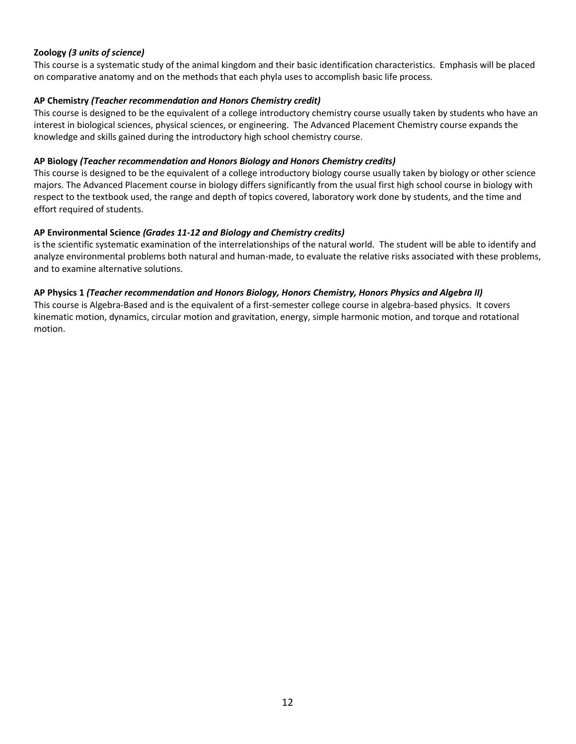**Zoology** *(3 units of science)*
This course is a systematic study of the animal kingdom and their basic identification characteristics. Emphasis will be placed on comparative anatomy and on the methods that each phyla uses to accomplish basic life process.

**AP Chemistry** *(Teacher recommendation and Honors Chemistry credit)*
This course is designed to be the equivalent of a college introductory chemistry course usually taken by students who have an interest in biological sciences, physical sciences, or engineering. The Advanced Placement Chemistry course expands the knowledge and skills gained during the introductory high school chemistry course.

**AP Biology** *(Teacher recommendation and Honors Biology and Honors Chemistry credits)*
This course is designed to be the equivalent of a college introductory biology course usually taken by biology or other science majors. The Advanced Placement course in biology differs significantly from the usual first high school course in biology with respect to the textbook used, the range and depth of topics covered, laboratory work done by students, and the time and effort required of students.

**AP Environmental Science** *(Grades 11-12 and Biology and Chemistry credits)*
is the scientific systematic examination of the interrelationships of the natural world. The student will be able to identify and analyze environmental problems both natural and human-made, to evaluate the relative risks associated with these problems, and to examine alternative solutions.

**AP Physics 1** *(Teacher recommendation and Honors Biology, Honors Chemistry, Honors Physics and Algebra II)*
This course is Algebra-Based and is the equivalent of a first-semester college course in algebra-based physics. It covers kinematic motion, dynamics, circular motion and gravitation, energy, simple harmonic motion, and torque and rotational motion.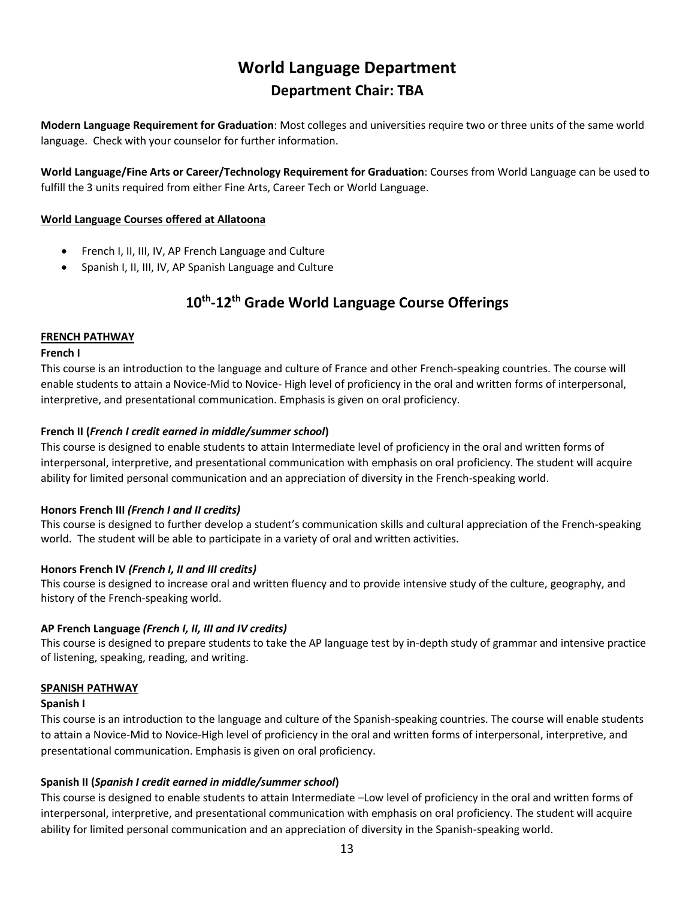# World Language Department

## Department Chair: TBA

**Modern Language Requirement for Graduation**: Most colleges and universities require two or three units of the same world language. Check with your counselor for further information.

**World Language/Fine Arts or Career/Technology Requirement for Graduation**: Courses from World Language can be used to fulfill the 3 units required from either Fine Arts, Career Tech or World Language.

**World Language Courses offered at Allatoona**

- French I, II, III, IV, AP French Language and Culture
- Spanish I, II, III, IV, AP Spanish Language and Culture

## 10th-12th Grade World Language Course Offerings

**FRENCH PATHWAY**

**French I**

This course is an introduction to the language and culture of France and other French-speaking countries. The course will enable students to attain a Novice-Mid to Novice- High level of proficiency in the oral and written forms of interpersonal, interpretive, and presentational communication. Emphasis is given on oral proficiency.

**French II (*French I credit earned in middle/summer school*)**

This course is designed to enable students to attain Intermediate level of proficiency in the oral and written forms of interpersonal, interpretive, and presentational communication with emphasis on oral proficiency. The student will acquire ability for limited personal communication and an appreciation of diversity in the French-speaking world.

**Honors French III *(French I and II credits)***

This course is designed to further develop a student's communication skills and cultural appreciation of the French-speaking world. The student will be able to participate in a variety of oral and written activities.

**Honors French IV *(French I, II and III credits)***

This course is designed to increase oral and written fluency and to provide intensive study of the culture, geography, and history of the French-speaking world.

**AP French Language *(French I, II, III and IV credits)***

This course is designed to prepare students to take the AP language test by in-depth study of grammar and intensive practice of listening, speaking, reading, and writing.

**SPANISH PATHWAY**

**Spanish I**

This course is an introduction to the language and culture of the Spanish-speaking countries. The course will enable students to attain a Novice-Mid to Novice-High level of proficiency in the oral and written forms of interpersonal, interpretive, and presentational communication. Emphasis is given on oral proficiency.

**Spanish II (*Spanish I credit earned in middle/summer school*)**

This course is designed to enable students to attain Intermediate –Low level of proficiency in the oral and written forms of interpersonal, interpretive, and presentational communication with emphasis on oral proficiency. The student will acquire ability for limited personal communication and an appreciation of diversity in the Spanish-speaking world.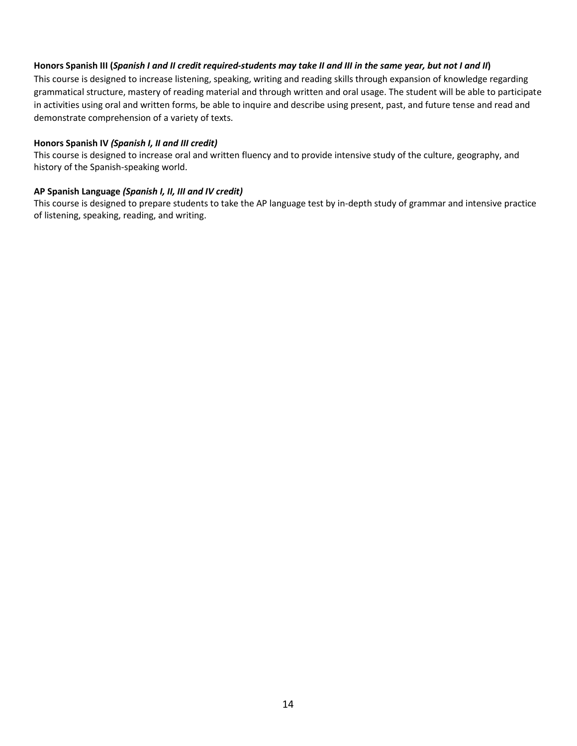**Honors Spanish III (*Spanish I and II credit required-students may take II and III in the same year, but not I and II*)**

This course is designed to increase listening, speaking, writing and reading skills through expansion of knowledge regarding grammatical structure, mastery of reading material and through written and oral usage. The student will be able to participate in activities using oral and written forms, be able to inquire and describe using present, past, and future tense and read and demonstrate comprehension of a variety of texts.

**Honors Spanish IV *(Spanish I, II and III credit)***

This course is designed to increase oral and written fluency and to provide intensive study of the culture, geography, and history of the Spanish-speaking world.

**AP Spanish Language *(Spanish I, II, III and IV credit)***

This course is designed to prepare students to take the AP language test by in-depth study of grammar and intensive practice of listening, speaking, reading, and writing.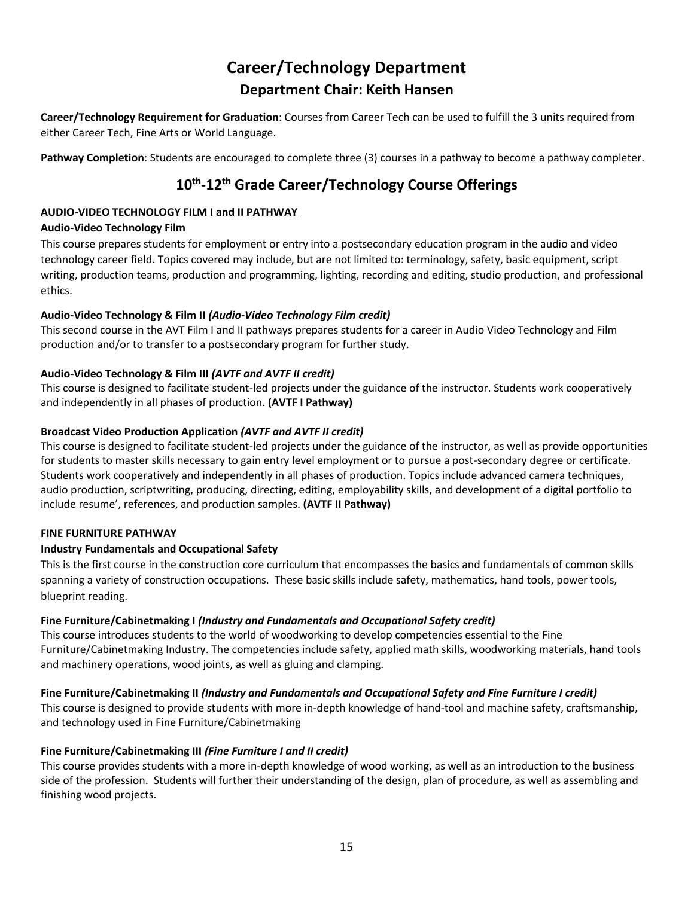# Career/Technology Department

## Department Chair: Keith Hansen

**Career/Technology Requirement for Graduation**: Courses from Career Tech can be used to fulfill the 3 units required from either Career Tech, Fine Arts or World Language.

**Pathway Completion**: Students are encouraged to complete three (3) courses in a pathway to become a pathway completer.

## 10th-12th Grade Career/Technology Course Offerings

**AUDIO-VIDEO TECHNOLOGY FILM I and II PATHWAY**

**Audio-Video Technology Film**

This course prepares students for employment or entry into a postsecondary education program in the audio and video technology career field. Topics covered may include, but are not limited to: terminology, safety, basic equipment, script writing, production teams, production and programming, lighting, recording and editing, studio production, and professional ethics.

**Audio-Video Technology & Film II *(Audio-Video Technology Film credit)***

This second course in the AVT Film I and II pathways prepares students for a career in Audio Video Technology and Film production and/or to transfer to a postsecondary program for further study.

**Audio-Video Technology & Film III *(AVTF and AVTF II credit)***

This course is designed to facilitate student-led projects under the guidance of the instructor. Students work cooperatively and independently in all phases of production. **(AVTF I Pathway)**

**Broadcast Video Production Application *(AVTF and AVTF II credit)***

This course is designed to facilitate student-led projects under the guidance of the instructor, as well as provide opportunities for students to master skills necessary to gain entry level employment or to pursue a post-secondary degree or certificate. Students work cooperatively and independently in all phases of production. Topics include advanced camera techniques, audio production, scriptwriting, producing, directing, editing, employability skills, and development of a digital portfolio to include resume', references, and production samples. **(AVTF II Pathway)**

**FINE FURNITURE PATHWAY**

**Industry Fundamentals and Occupational Safety**

This is the first course in the construction core curriculum that encompasses the basics and fundamentals of common skills spanning a variety of construction occupations. These basic skills include safety, mathematics, hand tools, power tools, blueprint reading.

**Fine Furniture/Cabinetmaking I *(Industry and Fundamentals and Occupational Safety credit)***

This course introduces students to the world of woodworking to develop competencies essential to the Fine Furniture/Cabinetmaking Industry. The competencies include safety, applied math skills, woodworking materials, hand tools and machinery operations, wood joints, as well as gluing and clamping.

**Fine Furniture/Cabinetmaking II *(Industry and Fundamentals and Occupational Safety and Fine Furniture I credit)***

This course is designed to provide students with more in-depth knowledge of hand-tool and machine safety, craftsmanship, and technology used in Fine Furniture/Cabinetmaking

**Fine Furniture/Cabinetmaking III *(Fine Furniture I and II credit)***

This course provides students with a more in-depth knowledge of wood working, as well as an introduction to the business side of the profession. Students will further their understanding of the design, plan of procedure, as well as assembling and finishing wood projects.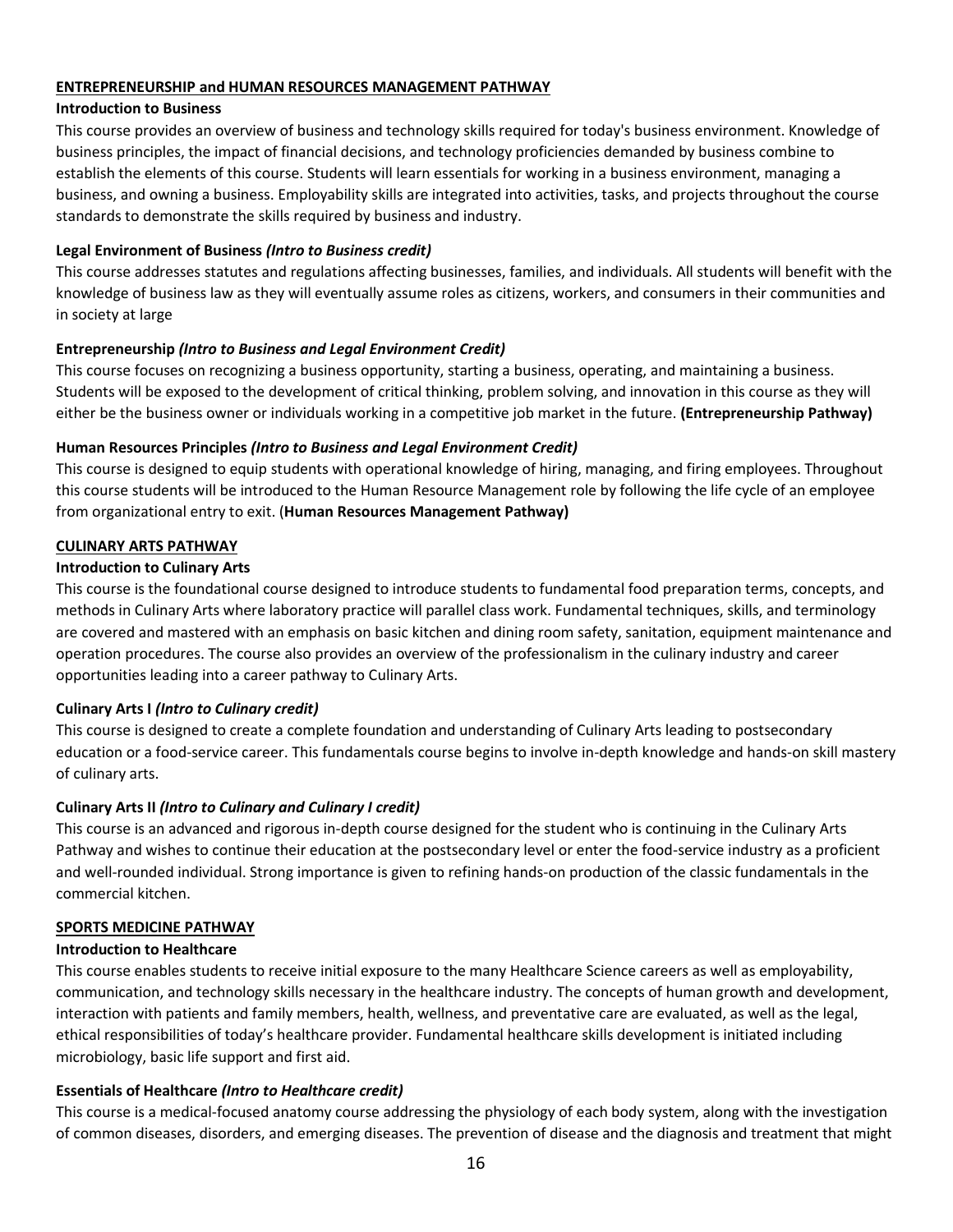## ENTREPRENEURSHIP and HUMAN RESOURCES MANAGEMENT PATHWAY

**Introduction to Business**

This course provides an overview of business and technology skills required for today's business environment. Knowledge of business principles, the impact of financial decisions, and technology proficiencies demanded by business combine to establish the elements of this course. Students will learn essentials for working in a business environment, managing a business, and owning a business. Employability skills are integrated into activities, tasks, and projects throughout the course standards to demonstrate the skills required by business and industry.

**Legal Environment of Business** ***(Intro to Business credit)***

This course addresses statutes and regulations affecting businesses, families, and individuals. All students will benefit with the knowledge of business law as they will eventually assume roles as citizens, workers, and consumers in their communities and in society at large

**Entrepreneurship** ***(Intro to Business and Legal Environment Credit)***

This course focuses on recognizing a business opportunity, starting a business, operating, and maintaining a business. Students will be exposed to the development of critical thinking, problem solving, and innovation in this course as they will either be the business owner or individuals working in a competitive job market in the future. **(Entrepreneurship Pathway)**

**Human Resources Principles** ***(Intro to Business and Legal Environment Credit)***

This course is designed to equip students with operational knowledge of hiring, managing, and firing employees. Throughout this course students will be introduced to the Human Resource Management role by following the life cycle of an employee from organizational entry to exit. (**Human Resources Management Pathway)**

## CULINARY ARTS PATHWAY

**Introduction to Culinary Arts**

This course is the foundational course designed to introduce students to fundamental food preparation terms, concepts, and methods in Culinary Arts where laboratory practice will parallel class work. Fundamental techniques, skills, and terminology are covered and mastered with an emphasis on basic kitchen and dining room safety, sanitation, equipment maintenance and operation procedures. The course also provides an overview of the professionalism in the culinary industry and career opportunities leading into a career pathway to Culinary Arts.

**Culinary Arts I** ***(Intro to Culinary credit)***

This course is designed to create a complete foundation and understanding of Culinary Arts leading to postsecondary education or a food-service career. This fundamentals course begins to involve in-depth knowledge and hands-on skill mastery of culinary arts.

**Culinary Arts II** ***(Intro to Culinary and Culinary I credit)***

This course is an advanced and rigorous in-depth course designed for the student who is continuing in the Culinary Arts Pathway and wishes to continue their education at the postsecondary level or enter the food-service industry as a proficient and well-rounded individual. Strong importance is given to refining hands-on production of the classic fundamentals in the commercial kitchen.

## SPORTS MEDICINE PATHWAY

**Introduction to Healthcare**

This course enables students to receive initial exposure to the many Healthcare Science careers as well as employability, communication, and technology skills necessary in the healthcare industry. The concepts of human growth and development, interaction with patients and family members, health, wellness, and preventative care are evaluated, as well as the legal, ethical responsibilities of today's healthcare provider. Fundamental healthcare skills development is initiated including microbiology, basic life support and first aid.

**Essentials of Healthcare** ***(Intro to Healthcare credit)***

This course is a medical-focused anatomy course addressing the physiology of each body system, along with the investigation of common diseases, disorders, and emerging diseases. The prevention of disease and the diagnosis and treatment that might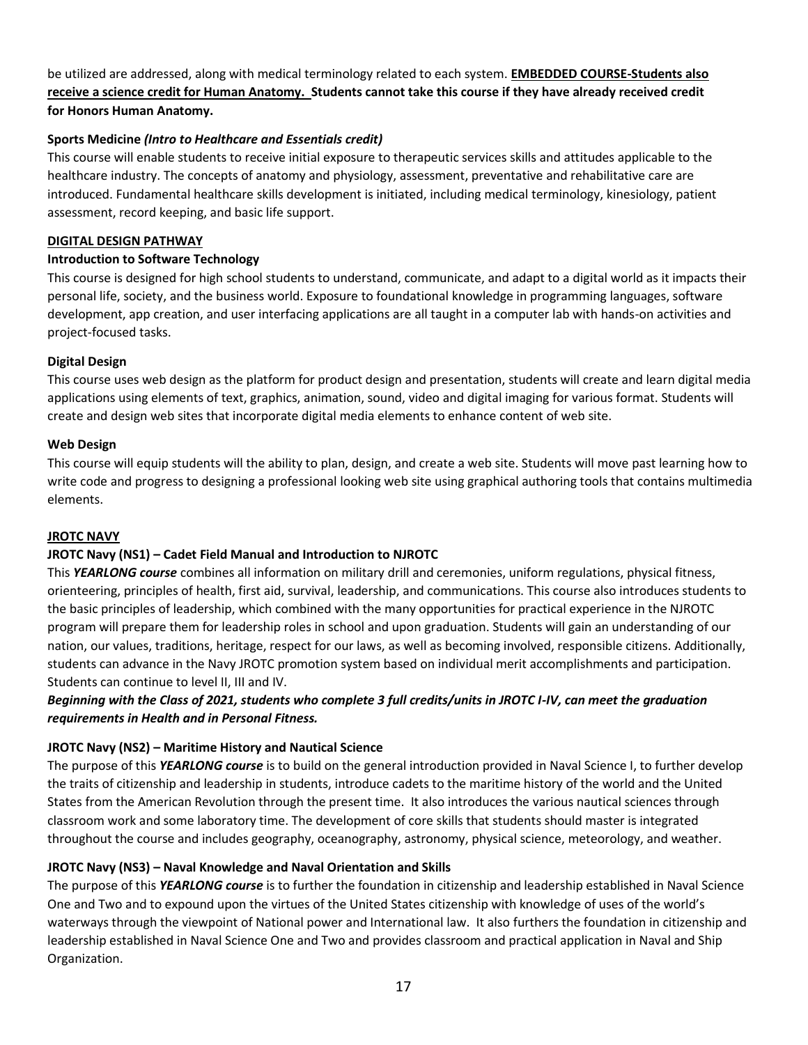be utilized are addressed, along with medical terminology related to each system. **EMBEDDED COURSE-Students also receive a science credit for Human Anatomy. Students cannot take this course if they have already received credit for Honors Human Anatomy.**

**Sports Medicine *(Intro to Healthcare and Essentials credit)***

This course will enable students to receive initial exposure to therapeutic services skills and attitudes applicable to the healthcare industry. The concepts of anatomy and physiology, assessment, preventative and rehabilitative care are introduced. Fundamental healthcare skills development is initiated, including medical terminology, kinesiology, patient assessment, record keeping, and basic life support.

**DIGITAL DESIGN PATHWAY**

**Introduction to Software Technology**

This course is designed for high school students to understand, communicate, and adapt to a digital world as it impacts their personal life, society, and the business world. Exposure to foundational knowledge in programming languages, software development, app creation, and user interfacing applications are all taught in a computer lab with hands-on activities and project-focused tasks.

**Digital Design**

This course uses web design as the platform for product design and presentation, students will create and learn digital media applications using elements of text, graphics, animation, sound, video and digital imaging for various format. Students will create and design web sites that incorporate digital media elements to enhance content of web site.

**Web Design**

This course will equip students will the ability to plan, design, and create a web site. Students will move past learning how to write code and progress to designing a professional looking web site using graphical authoring tools that contains multimedia elements.

**JROTC NAVY**

**JROTC Navy (NS1) – Cadet Field Manual and Introduction to NJROTC**

This ***YEARLONG course*** combines all information on military drill and ceremonies, uniform regulations, physical fitness, orienteering, principles of health, first aid, survival, leadership, and communications. This course also introduces students to the basic principles of leadership, which combined with the many opportunities for practical experience in the NJROTC program will prepare them for leadership roles in school and upon graduation. Students will gain an understanding of our nation, our values, traditions, heritage, respect for our laws, as well as becoming involved, responsible citizens. Additionally, students can advance in the Navy JROTC promotion system based on individual merit accomplishments and participation. Students can continue to level II, III and IV.

***Beginning with the Class of 2021, students who complete 3 full credits/units in JROTC I-IV, can meet the graduation requirements in Health and in Personal Fitness.***

**JROTC Navy (NS2) – Maritime History and Nautical Science**

The purpose of this ***YEARLONG course*** is to build on the general introduction provided in Naval Science I, to further develop the traits of citizenship and leadership in students, introduce cadets to the maritime history of the world and the United States from the American Revolution through the present time. It also introduces the various nautical sciences through classroom work and some laboratory time. The development of core skills that students should master is integrated throughout the course and includes geography, oceanography, astronomy, physical science, meteorology, and weather.

**JROTC Navy (NS3) – Naval Knowledge and Naval Orientation and Skills**

The purpose of this ***YEARLONG course*** is to further the foundation in citizenship and leadership established in Naval Science One and Two and to expound upon the virtues of the United States citizenship with knowledge of uses of the world's waterways through the viewpoint of National power and International law. It also furthers the foundation in citizenship and leadership established in Naval Science One and Two and provides classroom and practical application in Naval and Ship Organization.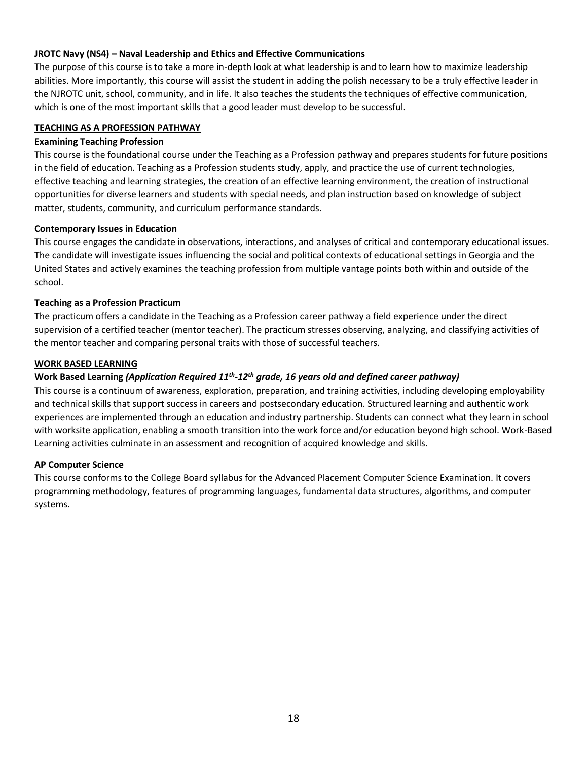**JROTC Navy (NS4) – Naval Leadership and Ethics and Effective Communications**

The purpose of this course is to take a more in-depth look at what leadership is and to learn how to maximize leadership abilities. More importantly, this course will assist the student in adding the polish necessary to be a truly effective leader in the NJROTC unit, school, community, and in life. It also teaches the students the techniques of effective communication, which is one of the most important skills that a good leader must develop to be successful.

**TEACHING AS A PROFESSION PATHWAY**

**Examining Teaching Profession**

This course is the foundational course under the Teaching as a Profession pathway and prepares students for future positions in the field of education. Teaching as a Profession students study, apply, and practice the use of current technologies, effective teaching and learning strategies, the creation of an effective learning environment, the creation of instructional opportunities for diverse learners and students with special needs, and plan instruction based on knowledge of subject matter, students, community, and curriculum performance standards.

**Contemporary Issues in Education**

This course engages the candidate in observations, interactions, and analyses of critical and contemporary educational issues. The candidate will investigate issues influencing the social and political contexts of educational settings in Georgia and the United States and actively examines the teaching profession from multiple vantage points both within and outside of the school.

**Teaching as a Profession Practicum**

The practicum offers a candidate in the Teaching as a Profession career pathway a field experience under the direct supervision of a certified teacher (mentor teacher). The practicum stresses observing, analyzing, and classifying activities of the mentor teacher and comparing personal traits with those of successful teachers.

**WORK BASED LEARNING**

**Work Based Learning *(Application Required 11th-12th grade, 16 years old and defined career pathway)***

This course is a continuum of awareness, exploration, preparation, and training activities, including developing employability and technical skills that support success in careers and postsecondary education. Structured learning and authentic work experiences are implemented through an education and industry partnership. Students can connect what they learn in school with worksite application, enabling a smooth transition into the work force and/or education beyond high school. Work-Based Learning activities culminate in an assessment and recognition of acquired knowledge and skills.

**AP Computer Science**

This course conforms to the College Board syllabus for the Advanced Placement Computer Science Examination. It covers programming methodology, features of programming languages, fundamental data structures, algorithms, and computer systems.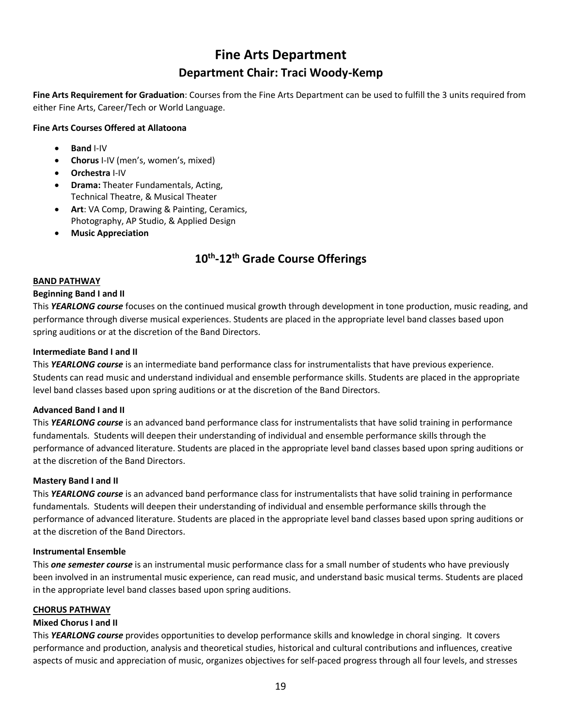# Fine Arts Department

## Department Chair: Traci Woody-Kemp

**Fine Arts Requirement for Graduation**: Courses from the Fine Arts Department can be used to fulfill the 3 units required from either Fine Arts, Career/Tech or World Language.

**Fine Arts Courses Offered at Allatoona**

- **Band** I-IV
- **Chorus** I-IV (men's, women's, mixed)
- **Orchestra** I-IV
- **Drama:** Theater Fundamentals, Acting, Technical Theatre, & Musical Theater
- **Art**: VA Comp, Drawing & Painting, Ceramics, Photography, AP Studio, & Applied Design
- **Music Appreciation**

## 10th-12th Grade Course Offerings

**BAND PATHWAY**

**Beginning Band I and II**

This ***YEARLONG course*** focuses on the continued musical growth through development in tone production, music reading, and performance through diverse musical experiences. Students are placed in the appropriate level band classes based upon spring auditions or at the discretion of the Band Directors.

**Intermediate Band I and II**

This ***YEARLONG course*** is an intermediate band performance class for instrumentalists that have previous experience. Students can read music and understand individual and ensemble performance skills. Students are placed in the appropriate level band classes based upon spring auditions or at the discretion of the Band Directors.

**Advanced Band I and II**

This ***YEARLONG course*** is an advanced band performance class for instrumentalists that have solid training in performance fundamentals. Students will deepen their understanding of individual and ensemble performance skills through the performance of advanced literature. Students are placed in the appropriate level band classes based upon spring auditions or at the discretion of the Band Directors.

**Mastery Band I and II**

This ***YEARLONG course*** is an advanced band performance class for instrumentalists that have solid training in performance fundamentals. Students will deepen their understanding of individual and ensemble performance skills through the performance of advanced literature. Students are placed in the appropriate level band classes based upon spring auditions or at the discretion of the Band Directors.

**Instrumental Ensemble**

This ***one semester course*** is an instrumental music performance class for a small number of students who have previously been involved in an instrumental music experience, can read music, and understand basic musical terms. Students are placed in the appropriate level band classes based upon spring auditions.

**CHORUS PATHWAY**

**Mixed Chorus I and II**

This ***YEARLONG course*** provides opportunities to develop performance skills and knowledge in choral singing. It covers performance and production, analysis and theoretical studies, historical and cultural contributions and influences, creative aspects of music and appreciation of music, organizes objectives for self-paced progress through all four levels, and stresses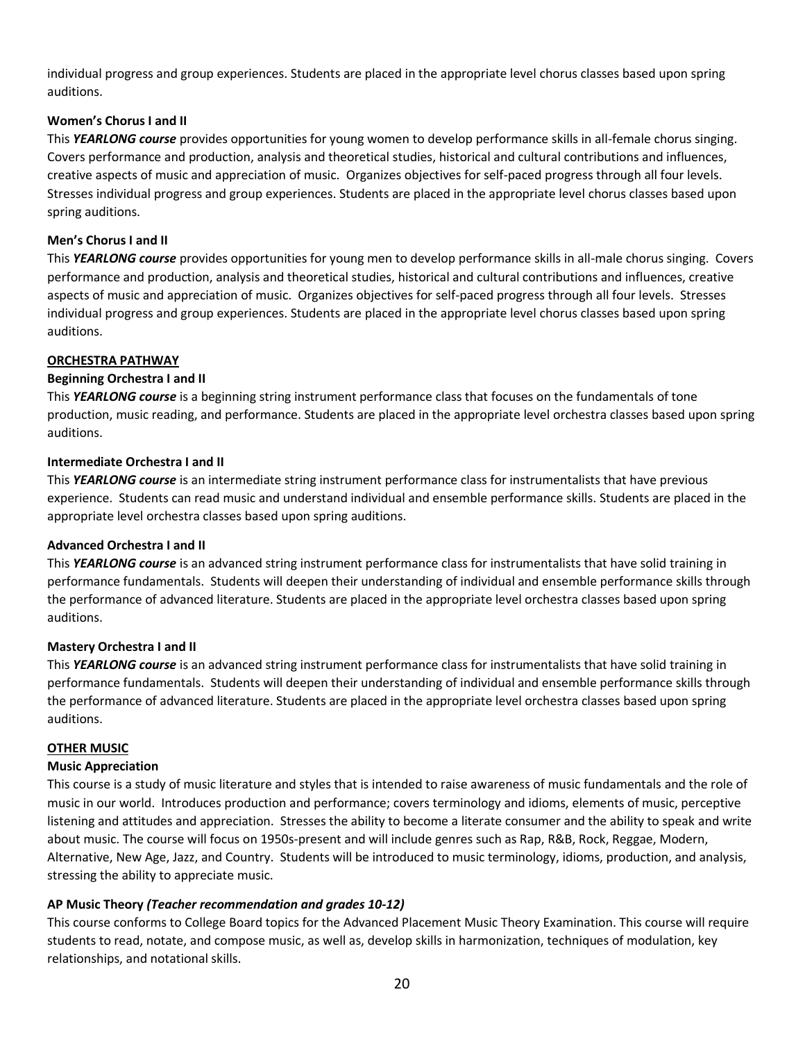individual progress and group experiences. Students are placed in the appropriate level chorus classes based upon spring auditions.

**Women's Chorus I and II**

This ***YEARLONG course*** provides opportunities for young women to develop performance skills in all-female chorus singing. Covers performance and production, analysis and theoretical studies, historical and cultural contributions and influences, creative aspects of music and appreciation of music. Organizes objectives for self-paced progress through all four levels. Stresses individual progress and group experiences. Students are placed in the appropriate level chorus classes based upon spring auditions.

**Men's Chorus I and II**

This ***YEARLONG course*** provides opportunities for young men to develop performance skills in all-male chorus singing. Covers performance and production, analysis and theoretical studies, historical and cultural contributions and influences, creative aspects of music and appreciation of music. Organizes objectives for self-paced progress through all four levels. Stresses individual progress and group experiences. Students are placed in the appropriate level chorus classes based upon spring auditions.

**ORCHESTRA PATHWAY**

**Beginning Orchestra I and II**

This ***YEARLONG course*** is a beginning string instrument performance class that focuses on the fundamentals of tone production, music reading, and performance. Students are placed in the appropriate level orchestra classes based upon spring auditions.

**Intermediate Orchestra I and II**

This ***YEARLONG course*** is an intermediate string instrument performance class for instrumentalists that have previous experience. Students can read music and understand individual and ensemble performance skills. Students are placed in the appropriate level orchestra classes based upon spring auditions.

**Advanced Orchestra I and II**

This ***YEARLONG course*** is an advanced string instrument performance class for instrumentalists that have solid training in performance fundamentals. Students will deepen their understanding of individual and ensemble performance skills through the performance of advanced literature. Students are placed in the appropriate level orchestra classes based upon spring auditions.

**Mastery Orchestra I and II**

This ***YEARLONG course*** is an advanced string instrument performance class for instrumentalists that have solid training in performance fundamentals. Students will deepen their understanding of individual and ensemble performance skills through the performance of advanced literature. Students are placed in the appropriate level orchestra classes based upon spring auditions.

**OTHER MUSIC**

**Music Appreciation**

This course is a study of music literature and styles that is intended to raise awareness of music fundamentals and the role of music in our world. Introduces production and performance; covers terminology and idioms, elements of music, perceptive listening and attitudes and appreciation. Stresses the ability to become a literate consumer and the ability to speak and write about music. The course will focus on 1950s-present and will include genres such as Rap, R&B, Rock, Reggae, Modern, Alternative, New Age, Jazz, and Country. Students will be introduced to music terminology, idioms, production, and analysis, stressing the ability to appreciate music.

**AP Music Theory *(Teacher recommendation and grades 10-12)***

This course conforms to College Board topics for the Advanced Placement Music Theory Examination. This course will require students to read, notate, and compose music, as well as, develop skills in harmonization, techniques of modulation, key relationships, and notational skills.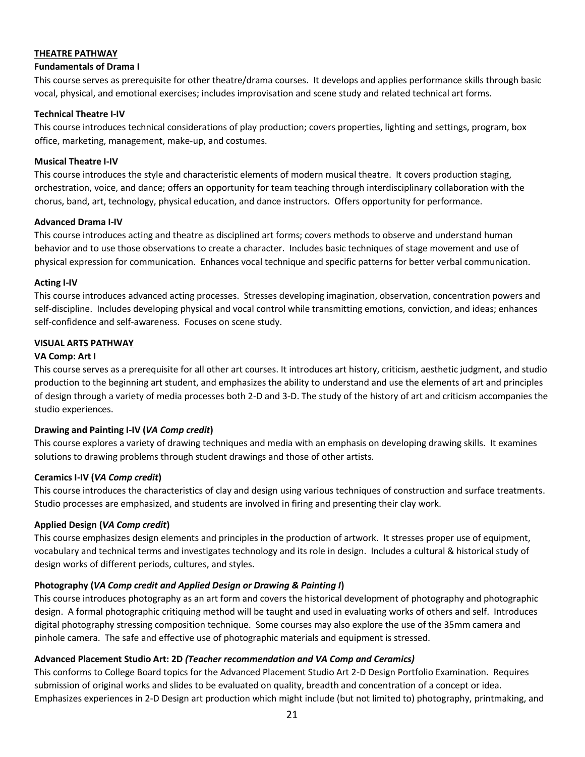**<u>THEATRE PATHWAY</u>**

**Fundamentals of Drama I**

This course serves as prerequisite for other theatre/drama courses. It develops and applies performance skills through basic vocal, physical, and emotional exercises; includes improvisation and scene study and related technical art forms.

**Technical Theatre I-IV**

This course introduces technical considerations of play production; covers properties, lighting and settings, program, box office, marketing, management, make-up, and costumes.

**Musical Theatre I-IV**

This course introduces the style and characteristic elements of modern musical theatre. It covers production staging, orchestration, voice, and dance; offers an opportunity for team teaching through interdisciplinary collaboration with the chorus, band, art, technology, physical education, and dance instructors. Offers opportunity for performance.

**Advanced Drama I-IV**

This course introduces acting and theatre as disciplined art forms; covers methods to observe and understand human behavior and to use those observations to create a character. Includes basic techniques of stage movement and use of physical expression for communication. Enhances vocal technique and specific patterns for better verbal communication.

**Acting I-IV**

This course introduces advanced acting processes. Stresses developing imagination, observation, concentration powers and self-discipline. Includes developing physical and vocal control while transmitting emotions, conviction, and ideas; enhances self-confidence and self-awareness. Focuses on scene study.

**<u>VISUAL ARTS PATHWAY</u>**

**VA Comp: Art I**

This course serves as a prerequisite for all other art courses. It introduces art history, criticism, aesthetic judgment, and studio production to the beginning art student, and emphasizes the ability to understand and use the elements of art and principles of design through a variety of media processes both 2-D and 3-D. The study of the history of art and criticism accompanies the studio experiences.

**Drawing and Painting I-IV (*VA Comp credit*)**

This course explores a variety of drawing techniques and media with an emphasis on developing drawing skills. It examines solutions to drawing problems through student drawings and those of other artists.

**Ceramics I-IV (*VA Comp credit*)**

This course introduces the characteristics of clay and design using various techniques of construction and surface treatments. Studio processes are emphasized, and students are involved in firing and presenting their clay work.

**Applied Design (*VA Comp credit*)**

This course emphasizes design elements and principles in the production of artwork. It stresses proper use of equipment, vocabulary and technical terms and investigates technology and its role in design. Includes a cultural & historical study of design works of different periods, cultures, and styles.

**Photography (*VA Comp credit and Applied Design or Drawing & Painting I*)**

This course introduces photography as an art form and covers the historical development of photography and photographic design. A formal photographic critiquing method will be taught and used in evaluating works of others and self. Introduces digital photography stressing composition technique. Some courses may also explore the use of the 35mm camera and pinhole camera. The safe and effective use of photographic materials and equipment is stressed.

**Advanced Placement Studio Art: 2D *(Teacher recommendation and VA Comp and Ceramics)***

This conforms to College Board topics for the Advanced Placement Studio Art 2-D Design Portfolio Examination. Requires submission of original works and slides to be evaluated on quality, breadth and concentration of a concept or idea. Emphasizes experiences in 2-D Design art production which might include (but not limited to) photography, printmaking, and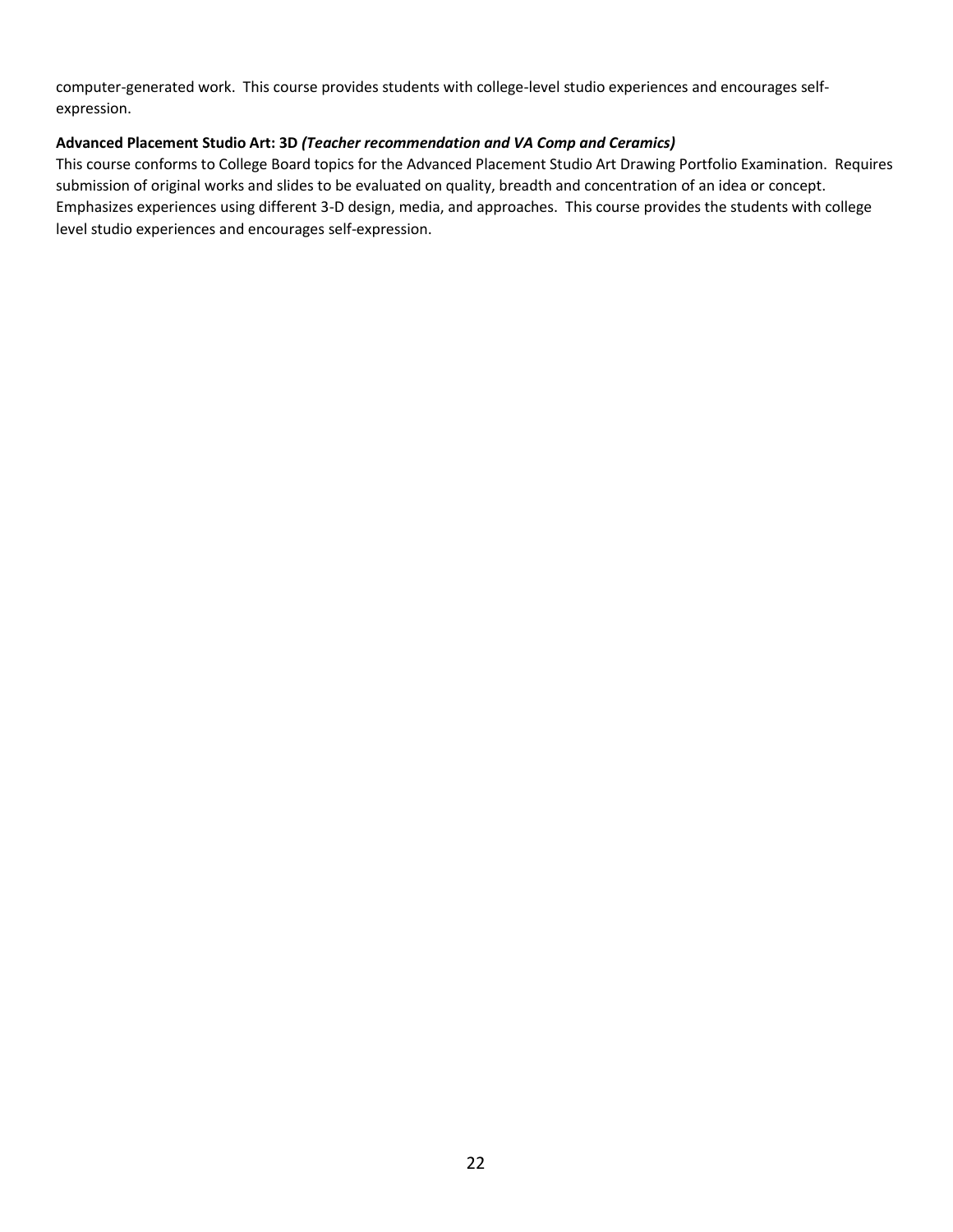computer-generated work. This course provides students with college-level studio experiences and encourages self-expression.

**Advanced Placement Studio Art: 3D** ***(Teacher recommendation and VA Comp and Ceramics)***

This course conforms to College Board topics for the Advanced Placement Studio Art Drawing Portfolio Examination. Requires submission of original works and slides to be evaluated on quality, breadth and concentration of an idea or concept. Emphasizes experiences using different 3-D design, media, and approaches. This course provides the students with college level studio experiences and encourages self-expression.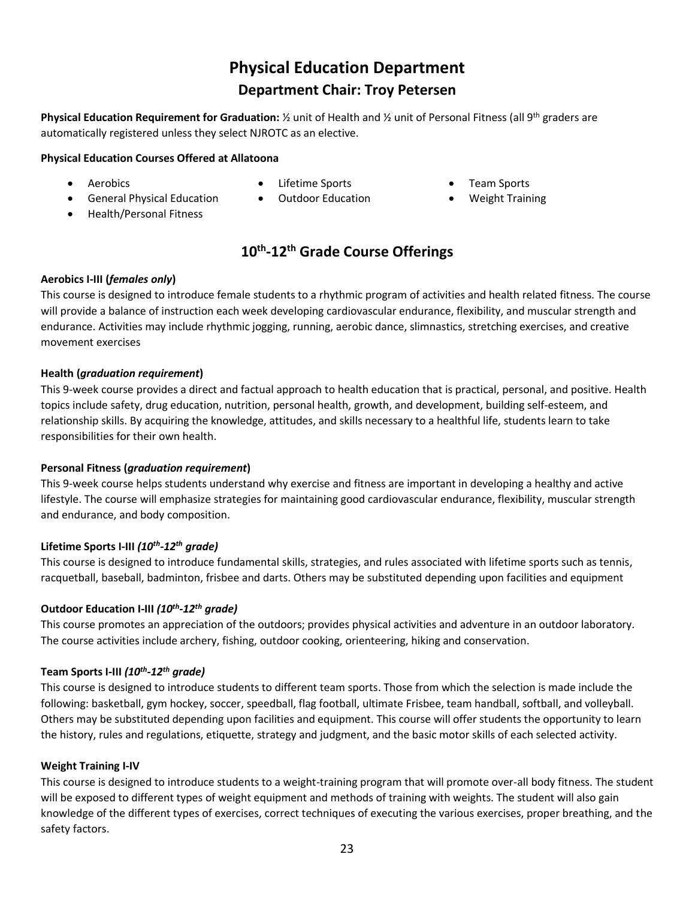# Physical Education Department

## Department Chair: Troy Petersen

**Physical Education Requirement for Graduation:** ½ unit of Health and ½ unit of Personal Fitness (all 9th graders are automatically registered unless they select NJROTC as an elective.

**Physical Education Courses Offered at Allatoona**

- Aerobics
- General Physical Education
- Health/Personal Fitness
- Lifetime Sports
- Outdoor Education
- Team Sports
- Weight Training

## 10th-12th Grade Course Offerings

**Aerobics I-III (*females only*)**
This course is designed to introduce female students to a rhythmic program of activities and health related fitness. The course will provide a balance of instruction each week developing cardiovascular endurance, flexibility, and muscular strength and endurance. Activities may include rhythmic jogging, running, aerobic dance, slimnastics, stretching exercises, and creative movement exercises

**Health (*graduation requirement*)**
This 9-week course provides a direct and factual approach to health education that is practical, personal, and positive. Health topics include safety, drug education, nutrition, personal health, growth, and development, building self-esteem, and relationship skills. By acquiring the knowledge, attitudes, and skills necessary to a healthful life, students learn to take responsibilities for their own health.

**Personal Fitness (*graduation requirement*)**
This 9-week course helps students understand why exercise and fitness are important in developing a healthy and active lifestyle. The course will emphasize strategies for maintaining good cardiovascular endurance, flexibility, muscular strength and endurance, and body composition.

**Lifetime Sports I-III *(10th-12th grade)***
This course is designed to introduce fundamental skills, strategies, and rules associated with lifetime sports such as tennis, racquetball, baseball, badminton, frisbee and darts. Others may be substituted depending upon facilities and equipment

**Outdoor Education I-III *(10th-12th grade)***
This course promotes an appreciation of the outdoors; provides physical activities and adventure in an outdoor laboratory. The course activities include archery, fishing, outdoor cooking, orienteering, hiking and conservation.

**Team Sports I-III *(10th-12th grade)***
This course is designed to introduce students to different team sports. Those from which the selection is made include the following: basketball, gym hockey, soccer, speedball, flag football, ultimate Frisbee, team handball, softball, and volleyball. Others may be substituted depending upon facilities and equipment. This course will offer students the opportunity to learn the history, rules and regulations, etiquette, strategy and judgment, and the basic motor skills of each selected activity.

**Weight Training I-IV**
This course is designed to introduce students to a weight-training program that will promote over-all body fitness. The student will be exposed to different types of weight equipment and methods of training with weights. The student will also gain knowledge of the different types of exercises, correct techniques of executing the various exercises, proper breathing, and the safety factors.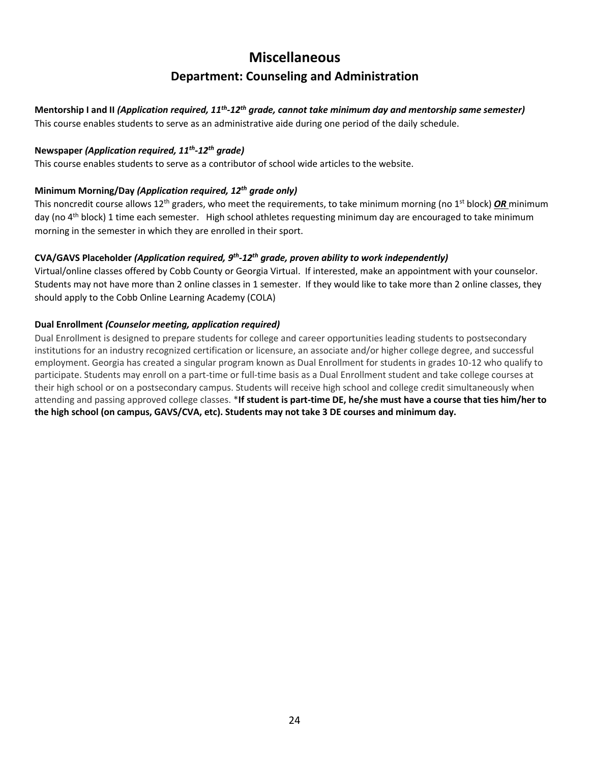# Miscellaneous

## Department: Counseling and Administration

**Mentorship I and II** ***(Application required, 11th-12th grade, cannot take minimum day and mentorship same semester)***
This course enables students to serve as an administrative aide during one period of the daily schedule.

**Newspaper** ***(Application required, 11th-12th grade)***
This course enables students to serve as a contributor of school wide articles to the website.

**Minimum Morning/Day** ***(Application required, 12th grade only)***
This noncredit course allows 12th graders, who meet the requirements, to take minimum morning (no 1st block) ***OR*** minimum day (no 4th block) 1 time each semester. High school athletes requesting minimum day are encouraged to take minimum morning in the semester in which they are enrolled in their sport.

**CVA/GAVS Placeholder** ***(Application required, 9th-12th grade, proven ability to work independently)***
Virtual/online classes offered by Cobb County or Georgia Virtual. If interested, make an appointment with your counselor. Students may not have more than 2 online classes in 1 semester. If they would like to take more than 2 online classes, they should apply to the Cobb Online Learning Academy (COLA)

**Dual Enrollment** ***(Counselor meeting, application required)***
Dual Enrollment is designed to prepare students for college and career opportunities leading students to postsecondary institutions for an industry recognized certification or licensure, an associate and/or higher college degree, and successful employment. Georgia has created a singular program known as Dual Enrollment for students in grades 10-12 who qualify to participate. Students may enroll on a part-time or full-time basis as a Dual Enrollment student and take college courses at their high school or on a postsecondary campus. Students will receive high school and college credit simultaneously when attending and passing approved college classes. ***If student is part-time DE, he/she must have a course that ties him/her to the high school (on campus, GAVS/CVA, etc). Students may not take 3 DE courses and minimum day.**